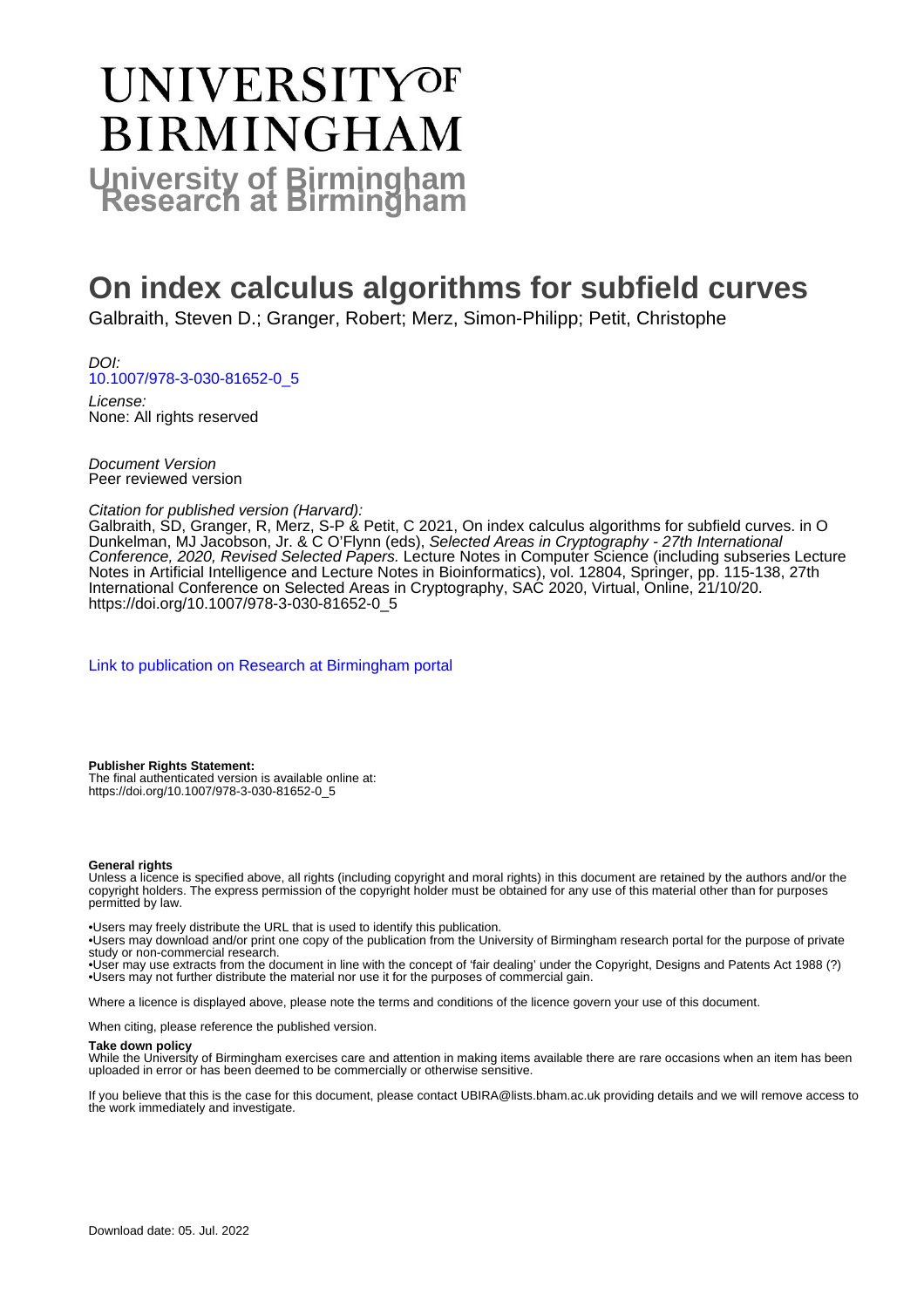# UNIVERSITY OF BIRMINGHAM

**University of Birmingham Research at Birmingham**

# On index calculus algorithms for subfield curves

Galbraith, Steven D.; Granger, Robert; Merz, Simon-Philipp; Petit, Christophe

*DOI:*
[10.1007/978-3-030-81652-0_5](https://doi.org/10.1007/978-3-030-81652-0_5)

*License:*
None: All rights reserved

*Document Version*
Peer reviewed version

*Citation for published version (Harvard):*
Galbraith, SD, Granger, R, Merz, S-P & Petit, C 2021, On index calculus algorithms for subfield curves. in O Dunkelman, MJ Jacobson, Jr. & C O'Flynn (eds), *Selected Areas in Cryptography - 27th International Conference, 2020, Revised Selected Papers.* Lecture Notes in Computer Science (including subseries Lecture Notes in Artificial Intelligence and Lecture Notes in Bioinformatics), vol. 12804, Springer, pp. 115-138, 27th International Conference on Selected Areas in Cryptography, SAC 2020, Virtual, Online, 21/10/20. https://doi.org/10.1007/978-3-030-81652-0_5

[Link to publication on Research at Birmingham portal]

**Publisher Rights Statement:**
The final authenticated version is available online at:
https://doi.org/10.1007/978-3-030-81652-0_5

**General rights**
Unless a licence is specified above, all rights (including copyright and moral rights) in this document are retained by the authors and/or the copyright holders. The express permission of the copyright holder must be obtained for any use of this material other than for purposes permitted by law.

•Users may freely distribute the URL that is used to identify this publication.
•Users may download and/or print one copy of the publication from the University of Birmingham research portal for the purpose of private study or non-commercial research.
•User may use extracts from the document in line with the concept of 'fair dealing' under the Copyright, Designs and Patents Act 1988 (?)
•Users may not further distribute the material nor use it for the purposes of commercial gain.

Where a licence is displayed above, please note the terms and conditions of the licence govern your use of this document.

When citing, please reference the published version.

**Take down policy**
While the University of Birmingham exercises care and attention in making items available there are rare occasions when an item has been uploaded in error or has been deemed to be commercially or otherwise sensitive.

If you believe that this is the case for this document, please contact UBIRA@lists.bham.ac.uk providing details and we will remove access to the work immediately and investigate.

Download date: 05. Jul. 2022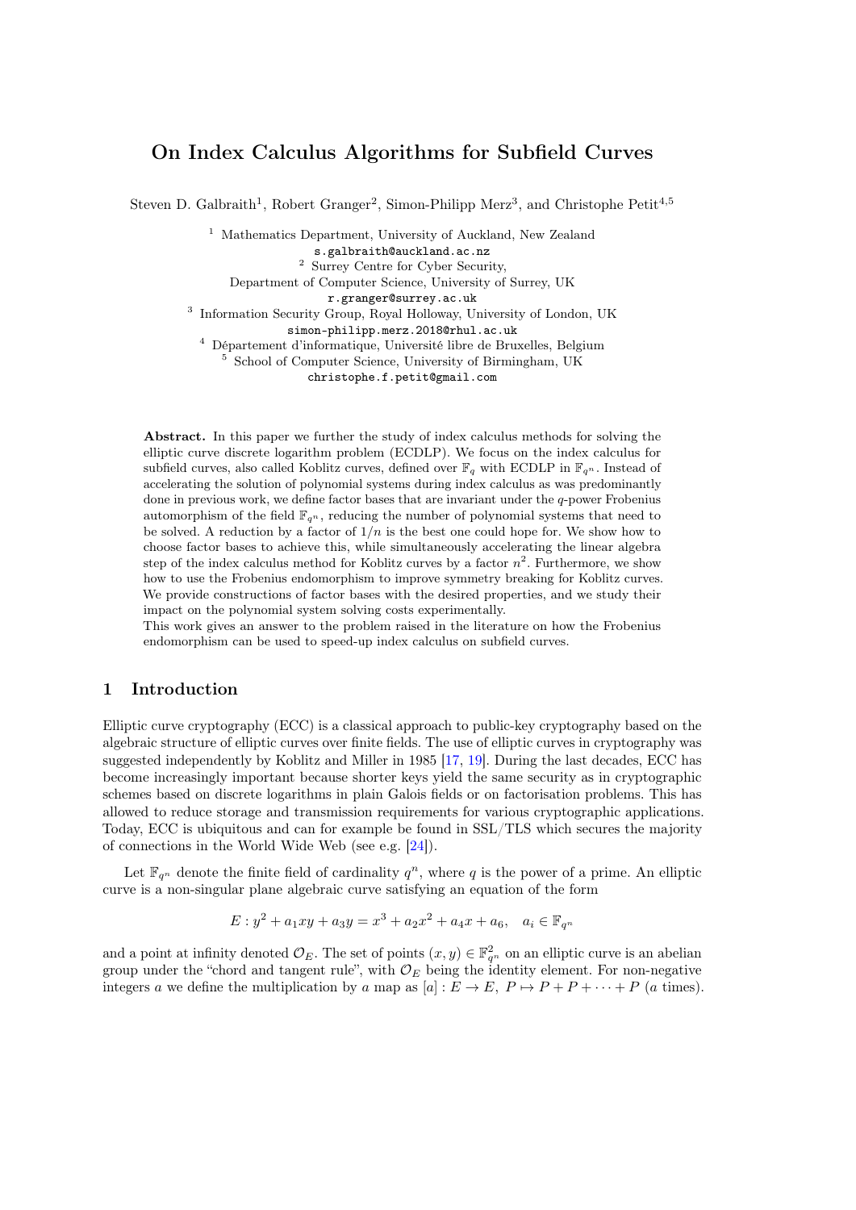# On Index Calculus Algorithms for Subfield Curves

Steven D. Galbraith[1], Robert Granger[2], Simon-Philipp Merz[3], and Christophe Petit[4,5]

[1] Mathematics Department, University of Auckland, New Zealand
s.galbraith@auckland.ac.nz

[2] Surrey Centre for Cyber Security,
Department of Computer Science, University of Surrey, UK
r.granger@surrey.ac.uk

[3] Information Security Group, Royal Holloway, University of London, UK
simon-philipp.merz.2018@rhul.ac.uk

[4] Département d'informatique, Université libre de Bruxelles, Belgium

[5] School of Computer Science, University of Birmingham, UK
christophe.f.petit@gmail.com

**Abstract.** In this paper we further the study of index calculus methods for solving the elliptic curve discrete logarithm problem (ECDLP). We focus on the index calculus for subfield curves, also called Koblitz curves, defined over $\mathbb{F}_q$ with ECDLP in $\mathbb{F}_{q^n}$. Instead of accelerating the solution of polynomial systems during index calculus as was predominantly done in previous work, we define factor bases that are invariant under the $q$-power Frobenius automorphism of the field $\mathbb{F}_{q^n}$, reducing the number of polynomial systems that need to be solved. A reduction by a factor of $1/n$ is the best one could hope for. We show how to choose factor bases to achieve this, while simultaneously accelerating the linear algebra step of the index calculus method for Koblitz curves by a factor $n^2$. Furthermore, we show how to use the Frobenius endomorphism to improve symmetry breaking for Koblitz curves. We provide constructions of factor bases with the desired properties, and we study their impact on the polynomial system solving costs experimentally.
This work gives an answer to the problem raised in the literature on how the Frobenius endomorphism can be used to speed-up index calculus on subfield curves.

## 1 Introduction

Elliptic curve cryptography (ECC) is a classical approach to public-key cryptography based on the algebraic structure of elliptic curves over finite fields. The use of elliptic curves in cryptography was suggested independently by Koblitz and Miller in 1985 [17, 19]. During the last decades, ECC has become increasingly important because shorter keys yield the same security as in cryptographic schemes based on discrete logarithms in plain Galois fields or on factorisation problems. This has allowed to reduce storage and transmission requirements for various cryptographic applications. Today, ECC is ubiquitous and can for example be found in SSL/TLS which secures the majority of connections in the World Wide Web (see e.g. [24]).

Let $\mathbb{F}_{q^n}$ denote the finite field of cardinality $q^n$, where $q$ is the power of a prime. An elliptic curve is a non-singular plane algebraic curve satisfying an equation of the form

$$E : y^2 + a_1xy + a_3y = x^3 + a_2x^2 + a_4x + a_6, \quad a_i \in \mathbb{F}_{q^n}$$

and a point at infinity denoted $\mathcal{O}_E$. The set of points $(x, y) \in \mathbb{F}_{q^n}^2$ on an elliptic curve is an abelian group under the "chord and tangent rule", with $\mathcal{O}_E$ being the identity element. For non-negative integers $a$ we define the multiplication by $a$ map as $[a] : E \to E,\ P \mapsto P + P + \cdots + P$ ($a$ times).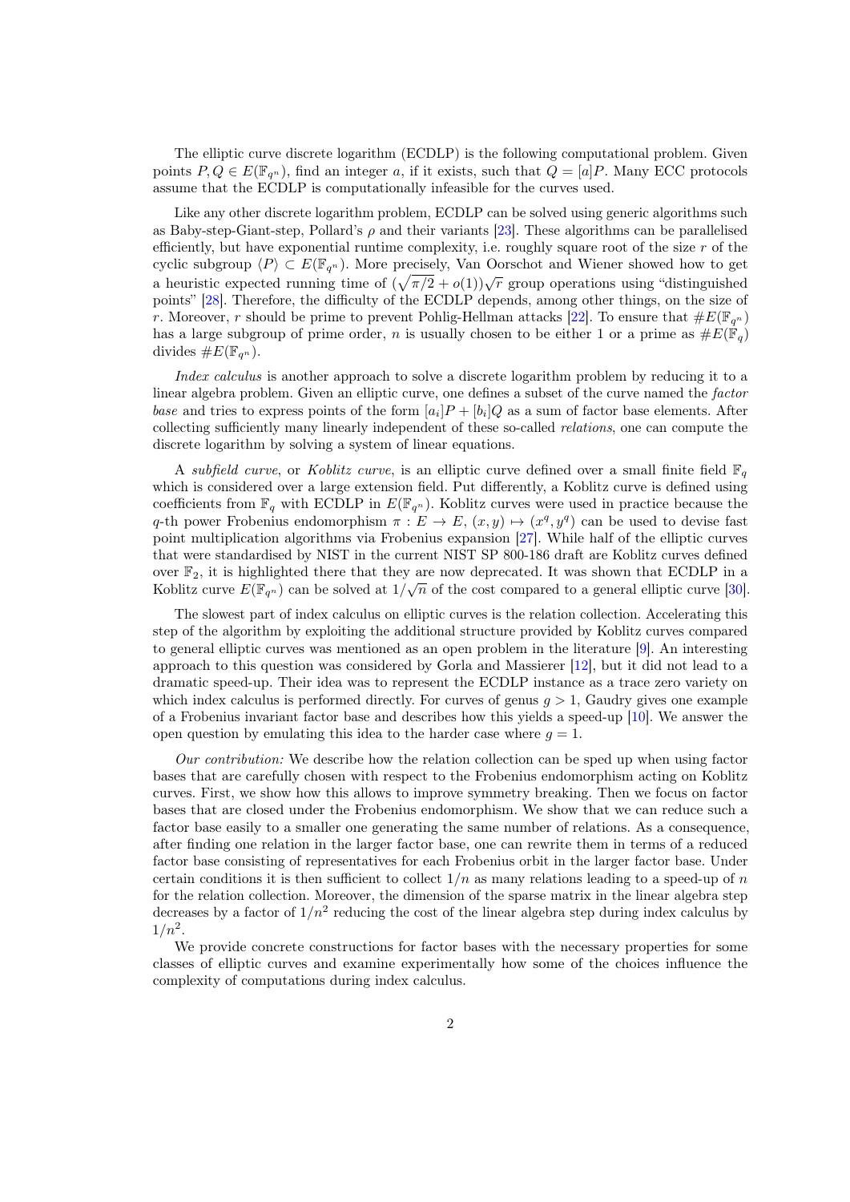The elliptic curve discrete logarithm (ECDLP) is the following computational problem. Given points $P, Q \in E(\mathbb{F}_{q^n})$, find an integer $a$, if it exists, such that $Q = [a]P$. Many ECC protocols assume that the ECDLP is computationally infeasible for the curves used.

Like any other discrete logarithm problem, ECDLP can be solved using generic algorithms such as Baby-step-Giant-step, Pollard's $\rho$ and their variants [23]. These algorithms can be parallelised efficiently, but have exponential runtime complexity, i.e. roughly square root of the size $r$ of the cyclic subgroup $\langle P \rangle \subset E(\mathbb{F}_{q^n})$. More precisely, Van Oorschot and Wiener showed how to get a heuristic expected running time of $(\sqrt{\pi/2} + o(1))\sqrt{r}$ group operations using "distinguished points" [28]. Therefore, the difficulty of the ECDLP depends, among other things, on the size of $r$. Moreover, $r$ should be prime to prevent Pohlig-Hellman attacks [22]. To ensure that $\#E(\mathbb{F}_{q^n})$ has a large subgroup of prime order, $n$ is usually chosen to be either 1 or a prime as $\#E(\mathbb{F}_q)$ divides $\#E(\mathbb{F}_{q^n})$.

*Index calculus* is another approach to solve a discrete logarithm problem by reducing it to a linear algebra problem. Given an elliptic curve, one defines a subset of the curve named the *factor base* and tries to express points of the form $[a_i]P + [b_i]Q$ as a sum of factor base elements. After collecting sufficiently many linearly independent of these so-called *relations*, one can compute the discrete logarithm by solving a system of linear equations.

A *subfield curve*, or *Koblitz curve*, is an elliptic curve defined over a small finite field $\mathbb{F}_q$ which is considered over a large extension field. Put differently, a Koblitz curve is defined using coefficients from $\mathbb{F}_q$ with ECDLP in $E(\mathbb{F}_{q^n})$. Koblitz curves were used in practice because the $q$-th power Frobenius endomorphism $\pi : E \to E$, $(x, y) \mapsto (x^q, y^q)$ can be used to devise fast point multiplication algorithms via Frobenius expansion [27]. While half of the elliptic curves that were standardised by NIST in the current NIST SP 800-186 draft are Koblitz curves defined over $\mathbb{F}_2$, it is highlighted there that they are now deprecated. It was shown that ECDLP in a Koblitz curve $E(\mathbb{F}_{q^n})$ can be solved at $1/\sqrt{n}$ of the cost compared to a general elliptic curve [30].

The slowest part of index calculus on elliptic curves is the relation collection. Accelerating this step of the algorithm by exploiting the additional structure provided by Koblitz curves compared to general elliptic curves was mentioned as an open problem in the literature [9]. An interesting approach to this question was considered by Gorla and Massierer [12], but it did not lead to a dramatic speed-up. Their idea was to represent the ECDLP instance as a trace zero variety on which index calculus is performed directly. For curves of genus $g > 1$, Gaudry gives one example of a Frobenius invariant factor base and describes how this yields a speed-up [10]. We answer the open question by emulating this idea to the harder case where $g = 1$.

*Our contribution:* We describe how the relation collection can be sped up when using factor bases that are carefully chosen with respect to the Frobenius endomorphism acting on Koblitz curves. First, we show how this allows to improve symmetry breaking. Then we focus on factor bases that are closed under the Frobenius endomorphism. We show that we can reduce such a factor base easily to a smaller one generating the same number of relations. As a consequence, after finding one relation in the larger factor base, one can rewrite them in terms of a reduced factor base consisting of representatives for each Frobenius orbit in the larger factor base. Under certain conditions it is then sufficient to collect $1/n$ as many relations leading to a speed-up of $n$ for the relation collection. Moreover, the dimension of the sparse matrix in the linear algebra step decreases by a factor of $1/n^2$ reducing the cost of the linear algebra step during index calculus by $1/n^2$.

We provide concrete constructions for factor bases with the necessary properties for some classes of elliptic curves and examine experimentally how some of the choices influence the complexity of computations during index calculus.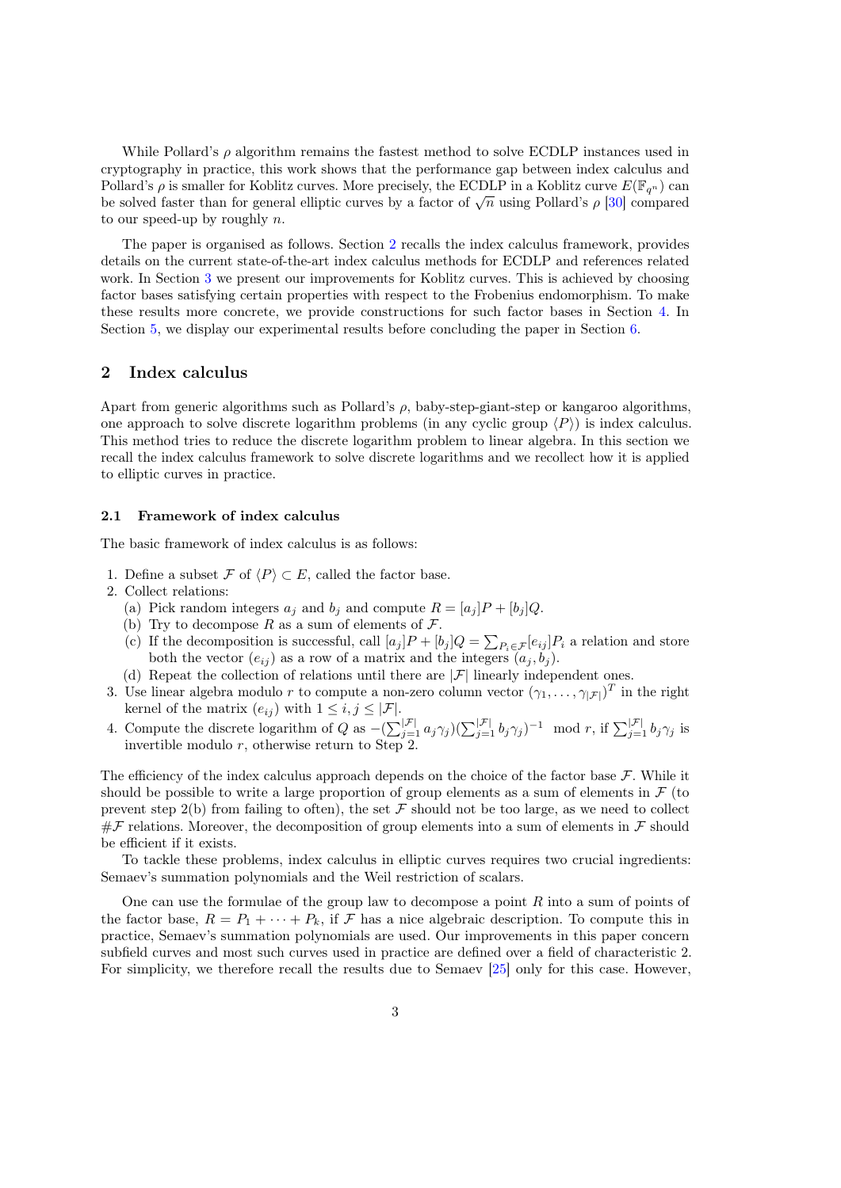While Pollard's $\rho$ algorithm remains the fastest method to solve ECDLP instances used in cryptography in practice, this work shows that the performance gap between index calculus and Pollard's $\rho$ is smaller for Koblitz curves. More precisely, the ECDLP in a Koblitz curve $E(\mathbb{F}_{q^n})$ can be solved faster than for general elliptic curves by a factor of $\sqrt{n}$ using Pollard's $\rho$ [30] compared to our speed-up by roughly $n$.

The paper is organised as follows. Section 2 recalls the index calculus framework, provides details on the current state-of-the-art index calculus methods for ECDLP and references related work. In Section 3 we present our improvements for Koblitz curves. This is achieved by choosing factor bases satisfying certain properties with respect to the Frobenius endomorphism. To make these results more concrete, we provide constructions for such factor bases in Section 4. In Section 5, we display our experimental results before concluding the paper in Section 6.

## 2 Index calculus

Apart from generic algorithms such as Pollard's $\rho$, baby-step-giant-step or kangaroo algorithms, one approach to solve discrete logarithm problems (in any cyclic group $\langle P \rangle$) is index calculus. This method tries to reduce the discrete logarithm problem to linear algebra. In this section we recall the index calculus framework to solve discrete logarithms and we recollect how it is applied to elliptic curves in practice.

### 2.1 Framework of index calculus

The basic framework of index calculus is as follows:

1. Define a subset $\mathcal{F}$ of $\langle P \rangle \subset E$, called the factor base.
2. Collect relations:
   (a) Pick random integers $a_j$ and $b_j$ and compute $R = [a_j]P + [b_j]Q$.
   (b) Try to decompose $R$ as a sum of elements of $\mathcal{F}$.
   (c) If the decomposition is successful, call $[a_j]P + [b_j]Q = \sum_{P_i \in \mathcal{F}} [e_{ij}]P_i$ a relation and store both the vector $(e_{ij})$ as a row of a matrix and the integers $(a_j, b_j)$.
   (d) Repeat the collection of relations until there are $|\mathcal{F}|$ linearly independent ones.
3. Use linear algebra modulo $r$ to compute a non-zero column vector $(\gamma_1, \ldots, \gamma_{|\mathcal{F}|})^T$ in the right kernel of the matrix $(e_{ij})$ with $1 \leq i, j \leq |\mathcal{F}|$.
4. Compute the discrete logarithm of $Q$ as $-(\sum_{j=1}^{|\mathcal{F}|} a_j \gamma_j)(\sum_{j=1}^{|\mathcal{F}|} b_j \gamma_j)^{-1} \mod r$, if $\sum_{j=1}^{|\mathcal{F}|} b_j \gamma_j$ is invertible modulo $r$, otherwise return to Step 2.

The efficiency of the index calculus approach depends on the choice of the factor base $\mathcal{F}$. While it should be possible to write a large proportion of group elements as a sum of elements in $\mathcal{F}$ (to prevent step 2(b) from failing to often), the set $\mathcal{F}$ should not be too large, as we need to collect $\#\mathcal{F}$ relations. Moreover, the decomposition of group elements into a sum of elements in $\mathcal{F}$ should be efficient if it exists.

To tackle these problems, index calculus in elliptic curves requires two crucial ingredients: Semaev's summation polynomials and the Weil restriction of scalars.

One can use the formulae of the group law to decompose a point $R$ into a sum of points of the factor base, $R = P_1 + \cdots + P_k$, if $\mathcal{F}$ has a nice algebraic description. To compute this in practice, Semaev's summation polynomials are used. Our improvements in this paper concern subfield curves and most such curves used in practice are defined over a field of characteristic 2. For simplicity, we therefore recall the results due to Semaev [25] only for this case. However,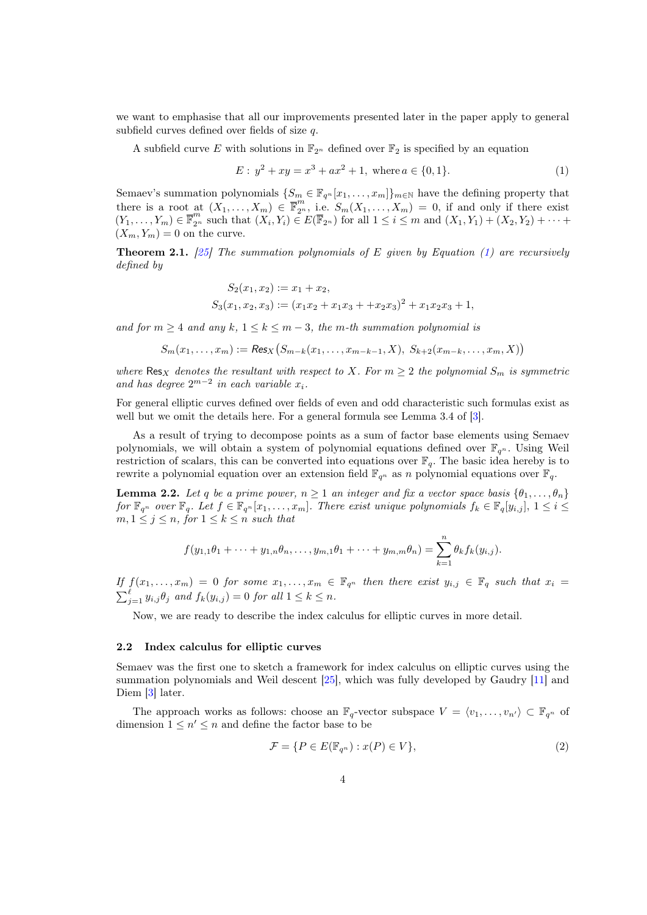we want to emphasise that all our improvements presented later in the paper apply to general subfield curves defined over fields of size $q$.

A subfield curve $E$ with solutions in $\mathbb{F}_{2^n}$ defined over $\mathbb{F}_2$ is specified by an equation

$$E:\ y^2 + xy = x^3 + ax^2 + 1,\ \text{where}\, a \in \{0, 1\}. \tag{1}$$

Semaev's summation polynomials $\{S_m \in \mathbb{F}_{q^n}[x_1, \ldots, x_m]\}_{m\in\mathbb{N}}$ have the defining property that there is a root at $(X_1, \ldots, X_m) \in \overline{\mathbb{F}}_{2^n}^m$, i.e. $S_m(X_1, \ldots, X_m) = 0$, if and only if there exist $(Y_1, \ldots, Y_m) \in \overline{\mathbb{F}}_{2^n}^m$ such that $(X_i, Y_i) \in E(\overline{\mathbb{F}}_{2^n})$ for all $1 \le i \le m$ and $(X_1, Y_1) + (X_2, Y_2) + \cdots + (X_m, Y_m) = 0$ on the curve.

**Theorem 2.1.** *[25] The summation polynomials of $E$ given by Equation (1) are recursively defined by*

$$S_2(x_1, x_2) := x_1 + x_2,$$
$$S_3(x_1, x_2, x_3) := (x_1x_2 + x_1x_3 + +x_2x_3)^2 + x_1x_2x_3 + 1,$$

*and for $m \ge 4$ and any $k$, $1 \le k \le m-3$, the $m$-th summation polynomial is*

$$S_m(x_1, \ldots, x_m) := \mathsf{Res}_X\big(S_{m-k}(x_1, \ldots, x_{m-k-1}, X),\ S_{k+2}(x_{m-k}, \ldots, x_m, X)\big)$$

*where $\mathsf{Res}_X$ denotes the resultant with respect to $X$. For $m \ge 2$ the polynomial $S_m$ is symmetric and has degree $2^{m-2}$ in each variable $x_i$.*

For general elliptic curves defined over fields of even and odd characteristic such formulas exist as well but we omit the details here. For a general formula see Lemma 3.4 of [3].

As a result of trying to decompose points as a sum of factor base elements using Semaev polynomials, we will obtain a system of polynomial equations defined over $\mathbb{F}_{q^n}$. Using Weil restriction of scalars, this can be converted into equations over $\mathbb{F}_q$. The basic idea hereby is to rewrite a polynomial equation over an extension field $\mathbb{F}_{q^n}$ as $n$ polynomial equations over $\mathbb{F}_q$.

**Lemma 2.2.** *Let $q$ be a prime power, $n \ge 1$ an integer and fix a vector space basis $\{\theta_1, \ldots, \theta_n\}$ for $\mathbb{F}_{q^n}$ over $\mathbb{F}_q$. Let $f \in \mathbb{F}_{q^n}[x_1, \ldots, x_m]$. There exist unique polynomials $f_k \in \mathbb{F}_q[y_{i,j}]$, $1 \le i \le m, 1 \le j \le n$, for $1 \le k \le n$ such that*

$$f(y_{1,1}\theta_1 + \cdots + y_{1,n}\theta_n, \ldots, y_{m,1}\theta_1 + \cdots + y_{m,m}\theta_n) = \sum_{k=1}^{n} \theta_k f_k(y_{i,j}).$$

*If $f(x_1, \ldots, x_m) = 0$ for some $x_1, \ldots, x_m \in \mathbb{F}_{q^n}$ then there exist $y_{i,j} \in \mathbb{F}_q$ such that $x_i = \sum_{j=1}^{\ell} y_{i,j}\theta_j$ and $f_k(y_{i,j}) = 0$ for all $1 \le k \le n$.*

Now, we are ready to describe the index calculus for elliptic curves in more detail.

### 2.2 Index calculus for elliptic curves

Semaev was the first one to sketch a framework for index calculus on elliptic curves using the summation polynomials and Weil descent [25], which was fully developed by Gaudry [11] and Diem [3] later.

The approach works as follows: choose an $\mathbb{F}_q$-vector subspace $V = \langle v_1, \ldots, v_{n'}\rangle \subset \mathbb{F}_{q^n}$ of dimension $1 \le n' \le n$ and define the factor base to be

$$\mathcal{F} = \{P \in E(\mathbb{F}_{q^n}) : x(P) \in V\}, \tag{2}$$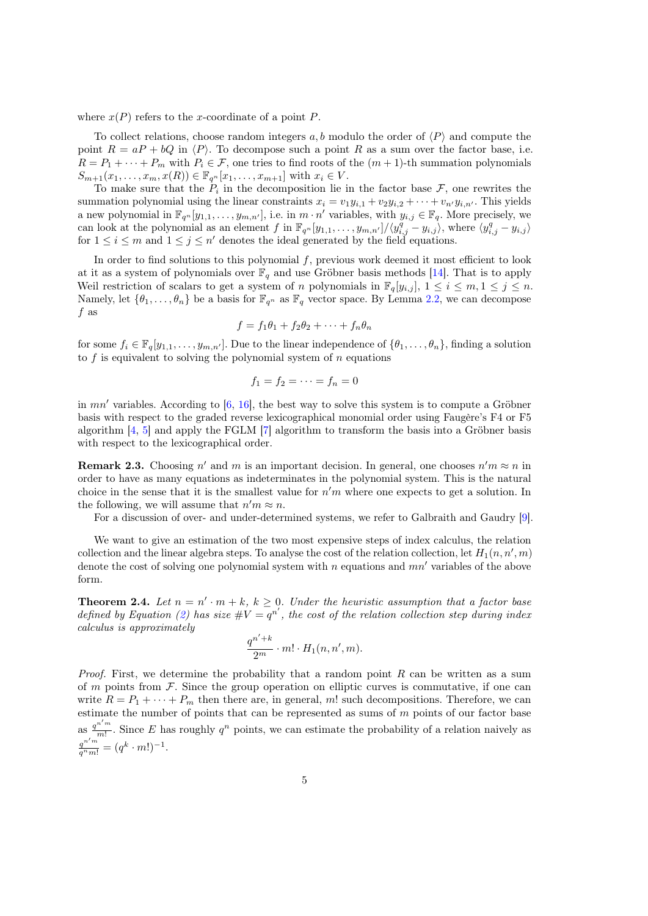where $x(P)$ refers to the $x$-coordinate of a point $P$.

To collect relations, choose random integers $a, b$ modulo the order of $\langle P \rangle$ and compute the point $R = aP + bQ$ in $\langle P \rangle$. To decompose such a point $R$ as a sum over the factor base, i.e. $R = P_1 + \cdots + P_m$ with $P_i \in \mathcal{F}$, one tries to find roots of the $(m+1)$-th summation polynomials $S_{m+1}(x_1, \ldots, x_m, x(R)) \in \mathbb{F}_{q^n}[x_1, \ldots, x_{m+1}]$ with $x_i \in V$.

To make sure that the $P_i$ in the decomposition lie in the factor base $\mathcal{F}$, one rewrites the summation polynomial using the linear constraints $x_i = v_1 y_{i,1} + v_2 y_{i,2} + \cdots + v_{n'} y_{i,n'}$. This yields a new polynomial in $\mathbb{F}_{q^n}[y_{1,1}, \ldots, y_{m,n'}]$, i.e. in $m \cdot n'$ variables, with $y_{i,j} \in \mathbb{F}_q$. More precisely, we can look at the polynomial as an element $f$ in $\mathbb{F}_{q^n}[y_{1,1}, \ldots, y_{m,n'}]/\langle y_{i,j}^q - y_{i,j} \rangle$, where $\langle y_{i,j}^q - y_{i,j} \rangle$ for $1 \le i \le m$ and $1 \le j \le n'$ denotes the ideal generated by the field equations.

In order to find solutions to this polynomial $f$, previous work deemed it most efficient to look at it as a system of polynomials over $\mathbb{F}_q$ and use Gröbner basis methods [14]. That is to apply Weil restriction of scalars to get a system of $n$ polynomials in $\mathbb{F}_q[y_{i,j}]$, $1 \le i \le m, 1 \le j \le n$. Namely, let $\{\theta_1, \ldots, \theta_n\}$ be a basis for $\mathbb{F}_{q^n}$ as $\mathbb{F}_q$ vector space. By Lemma 2.2, we can decompose $f$ as

$$f = f_1\theta_1 + f_2\theta_2 + \cdots + f_n\theta_n$$

for some $f_i \in \mathbb{F}_q[y_{1,1}, \ldots, y_{m,n'}]$. Due to the linear independence of $\{\theta_1, \ldots, \theta_n\}$, finding a solution to $f$ is equivalent to solving the polynomial system of $n$ equations

$$f_1 = f_2 = \cdots = f_n = 0$$

in $mn'$ variables. According to [6, 16], the best way to solve this system is to compute a Gröbner basis with respect to the graded reverse lexicographical monomial order using Faugère's F4 or F5 algorithm [4, 5] and apply the FGLM [7] algorithm to transform the basis into a Gröbner basis with respect to the lexicographical order.

**Remark 2.3.** Choosing $n'$ and $m$ is an important decision. In general, one chooses $n'm \approx n$ in order to have as many equations as indeterminates in the polynomial system. This is the natural choice in the sense that it is the smallest value for $n'm$ where one expects to get a solution. In the following, we will assume that $n'm \approx n$.

For a discussion of over- and under-determined systems, we refer to Galbraith and Gaudry [9].

We want to give an estimation of the two most expensive steps of index calculus, the relation collection and the linear algebra steps. To analyse the cost of the relation collection, let $H_1(n, n', m)$ denote the cost of solving one polynomial system with $n$ equations and $mn'$ variables of the above form.

**Theorem 2.4.** *Let $n = n' \cdot m + k$, $k \ge 0$. Under the heuristic assumption that a factor base defined by Equation (2) has size $\#V = q^{n'}$, the cost of the relation collection step during index calculus is approximately*

$$\frac{q^{n'+k}}{2^m} \cdot m! \cdot H_1(n, n', m).$$

*Proof.* First, we determine the probability that a random point $R$ can be written as a sum of $m$ points from $\mathcal{F}$. Since the group operation on elliptic curves is commutative, if one can write $R = P_1 + \cdots + P_m$ then there are, in general, $m!$ such decompositions. Therefore, we can estimate the number of points that can be represented as sums of $m$ points of our factor base as $\frac{q^{n'm}}{m!}$. Since $E$ has roughly $q^n$ points, we can estimate the probability of a relation naively as $\frac{q^{n'm}}{q^n m!} = (q^k \cdot m!)^{-1}$.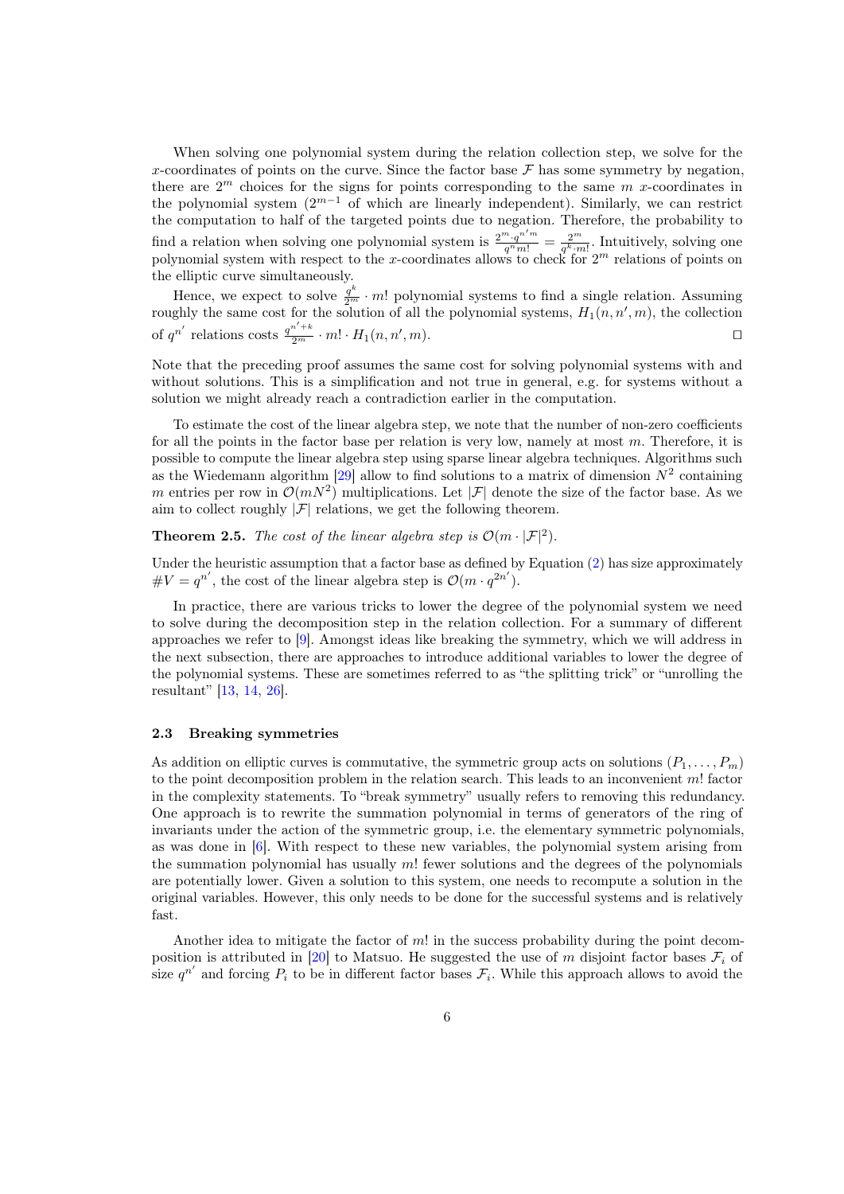When solving one polynomial system during the relation collection step, we solve for the $x$-coordinates of points on the curve. Since the factor base $\mathcal{F}$ has some symmetry by negation, there are $2^m$ choices for the signs for points corresponding to the same $m$ $x$-coordinates in the polynomial system ($2^{m-1}$ of which are linearly independent). Similarly, we can restrict the computation to half of the targeted points due to negation. Therefore, the probability to find a relation when solving one polynomial system is $\frac{2^m \cdot q^{n'm}}{q^n m!} = \frac{2^m}{q^k \cdot m!}$. Intuitively, solving one polynomial system with respect to the $x$-coordinates allows to check for $2^m$ relations of points on the elliptic curve simultaneously.

Hence, we expect to solve $\frac{q^k}{2^m} \cdot m!$ polynomial systems to find a single relation. Assuming roughly the same cost for the solution of all the polynomial systems, $H_1(n, n', m)$, the collection of $q^{n'}$ relations costs $\frac{q^{n'+k}}{2^m} \cdot m! \cdot H_1(n, n', m)$. ◻

Note that the preceding proof assumes the same cost for solving polynomial systems with and without solutions. This is a simplification and not true in general, e.g. for systems without a solution we might already reach a contradiction earlier in the computation.

To estimate the cost of the linear algebra step, we note that the number of non-zero coefficients for all the points in the factor base per relation is very low, namely at most $m$. Therefore, it is possible to compute the linear algebra step using sparse linear algebra techniques. Algorithms such as the Wiedemann algorithm [29] allow to find solutions to a matrix of dimension $N^2$ containing $m$ entries per row in $\mathcal{O}(mN^2)$ multiplications. Let $|\mathcal{F}|$ denote the size of the factor base. As we aim to collect roughly $|\mathcal{F}|$ relations, we get the following theorem.

**Theorem 2.5.** *The cost of the linear algebra step is $\mathcal{O}(m \cdot |\mathcal{F}|^2)$.*

Under the heuristic assumption that a factor base as defined by Equation (2) has size approximately $\#V = q^{n'}$, the cost of the linear algebra step is $\mathcal{O}(m \cdot q^{2n'})$.

In practice, there are various tricks to lower the degree of the polynomial system we need to solve during the decomposition step in the relation collection. For a summary of different approaches we refer to [9]. Amongst ideas like breaking the symmetry, which we will address in the next subsection, there are approaches to introduce additional variables to lower the degree of the polynomial systems. These are sometimes referred to as "the splitting trick" or "unrolling the resultant" [13, 14, 26].

### 2.3 Breaking symmetries

As addition on elliptic curves is commutative, the symmetric group acts on solutions $(P_1, \ldots, P_m)$ to the point decomposition problem in the relation search. This leads to an inconvenient $m!$ factor in the complexity statements. To "break symmetry" usually refers to removing this redundancy. One approach is to rewrite the summation polynomial in terms of generators of the ring of invariants under the action of the symmetric group, i.e. the elementary symmetric polynomials, as was done in [6]. With respect to these new variables, the polynomial system arising from the summation polynomial has usually $m!$ fewer solutions and the degrees of the polynomials are potentially lower. Given a solution to this system, one needs to recompute a solution in the original variables. However, this only needs to be done for the successful systems and is relatively fast.

Another idea to mitigate the factor of $m!$ in the success probability during the point decomposition is attributed in [20] to Matsuo. He suggested the use of $m$ disjoint factor bases $\mathcal{F}_i$ of size $q^{n'}$ and forcing $P_i$ to be in different factor bases $\mathcal{F}_i$. While this approach allows to avoid the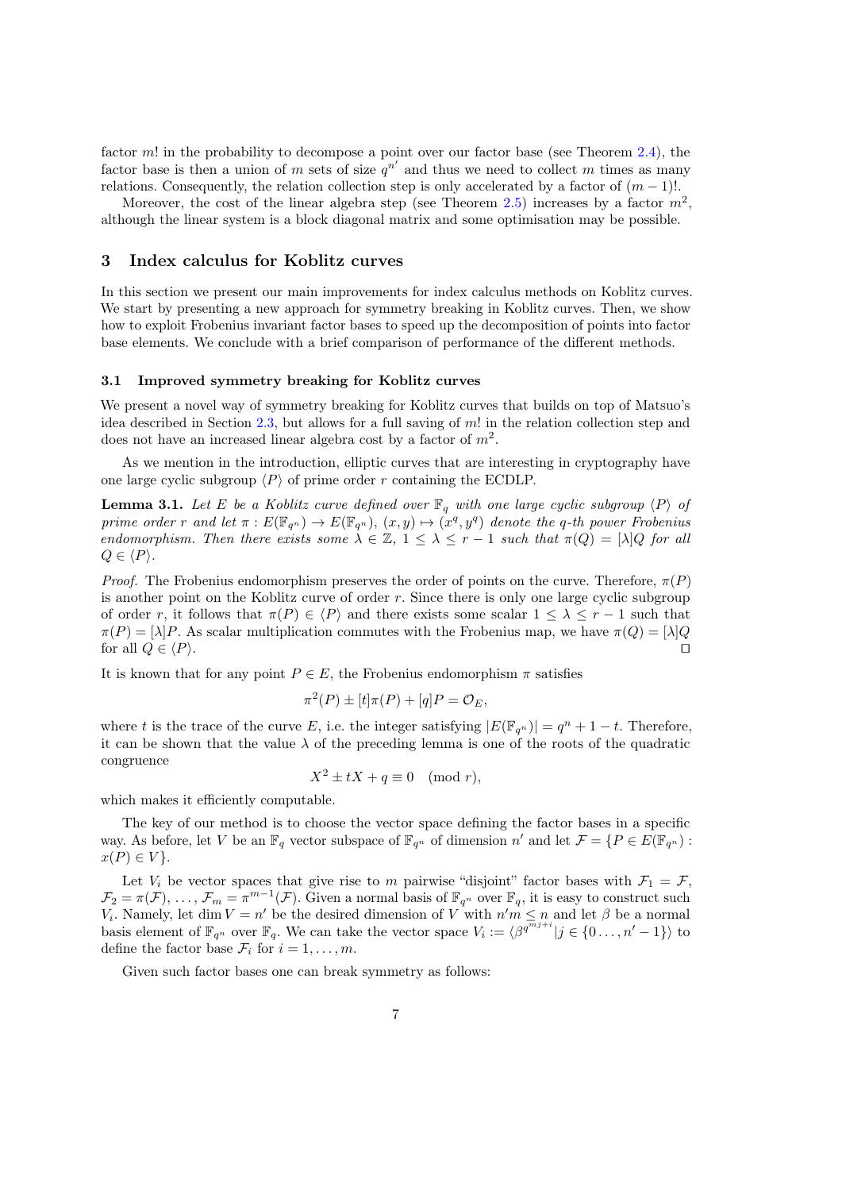factor $m!$ in the probability to decompose a point over our factor base (see Theorem 2.4), the factor base is then a union of $m$ sets of size $q^{n'}$ and thus we need to collect $m$ times as many relations. Consequently, the relation collection step is only accelerated by a factor of $(m-1)!$.

Moreover, the cost of the linear algebra step (see Theorem 2.5) increases by a factor $m^2$, although the linear system is a block diagonal matrix and some optimisation may be possible.

## 3 Index calculus for Koblitz curves

In this section we present our main improvements for index calculus methods on Koblitz curves. We start by presenting a new approach for symmetry breaking in Koblitz curves. Then, we show how to exploit Frobenius invariant factor bases to speed up the decomposition of points into factor base elements. We conclude with a brief comparison of performance of the different methods.

### 3.1 Improved symmetry breaking for Koblitz curves

We present a novel way of symmetry breaking for Koblitz curves that builds on top of Matsuo's idea described in Section 2.3, but allows for a full saving of $m!$ in the relation collection step and does not have an increased linear algebra cost by a factor of $m^2$.

As we mention in the introduction, elliptic curves that are interesting in cryptography have one large cyclic subgroup $\langle P \rangle$ of prime order $r$ containing the ECDLP.

**Lemma 3.1.** *Let $E$ be a Koblitz curve defined over $\mathbb{F}_q$ with one large cyclic subgroup $\langle P \rangle$ of prime order $r$ and let $\pi : E(\mathbb{F}_{q^n}) \to E(\mathbb{F}_{q^n})$, $(x, y) \mapsto (x^q, y^q)$ denote the $q$-th power Frobenius endomorphism. Then there exists some $\lambda \in \mathbb{Z}$, $1 \le \lambda \le r-1$ such that $\pi(Q) = [\lambda]Q$ for all $Q \in \langle P \rangle$.*

*Proof.* The Frobenius endomorphism preserves the order of points on the curve. Therefore, $\pi(P)$ is another point on the Koblitz curve of order $r$. Since there is only one large cyclic subgroup of order $r$, it follows that $\pi(P) \in \langle P \rangle$ and there exists some scalar $1 \le \lambda \le r-1$ such that $\pi(P) = [\lambda]P$. As scalar multiplication commutes with the Frobenius map, we have $\pi(Q) = [\lambda]Q$ for all $Q \in \langle P \rangle$. $\square$

It is known that for any point $P \in E$, the Frobenius endomorphism $\pi$ satisfies

$$\pi^2(P) \pm [t]\pi(P) + [q]P = \mathcal{O}_E,$$

where $t$ is the trace of the curve $E$, i.e. the integer satisfying $|E(\mathbb{F}_{q^n})| = q^n + 1 - t$. Therefore, it can be shown that the value $\lambda$ of the preceding lemma is one of the roots of the quadratic congruence

$$X^2 \pm tX + q \equiv 0 \pmod{r},$$

which makes it efficiently computable.

The key of our method is to choose the vector space defining the factor bases in a specific way. As before, let $V$ be an $\mathbb{F}_q$ vector subspace of $\mathbb{F}_{q^n}$ of dimension $n'$ and let $\mathcal{F} = \{P \in E(\mathbb{F}_{q^n}) : x(P) \in V\}$.

Let $V_i$ be vector spaces that give rise to $m$ pairwise "disjoint" factor bases with $\mathcal{F}_1 = \mathcal{F}$, $\mathcal{F}_2 = \pi(\mathcal{F})$, ..., $\mathcal{F}_m = \pi^{m-1}(\mathcal{F})$. Given a normal basis of $\mathbb{F}_{q^n}$ over $\mathbb{F}_q$, it is easy to construct such $V_i$. Namely, let $\dim V = n'$ be the desired dimension of $V$ with $n'm \le n$ and let $\beta$ be a normal basis element of $\mathbb{F}_{q^n}$ over $\mathbb{F}_q$. We can take the vector space $V_i := \langle \beta^{q^{mj+i}} | j \in \{0 \ldots, n'-1\} \rangle$ to define the factor base $\mathcal{F}_i$ for $i = 1, \ldots, m$.

Given such factor bases one can break symmetry as follows: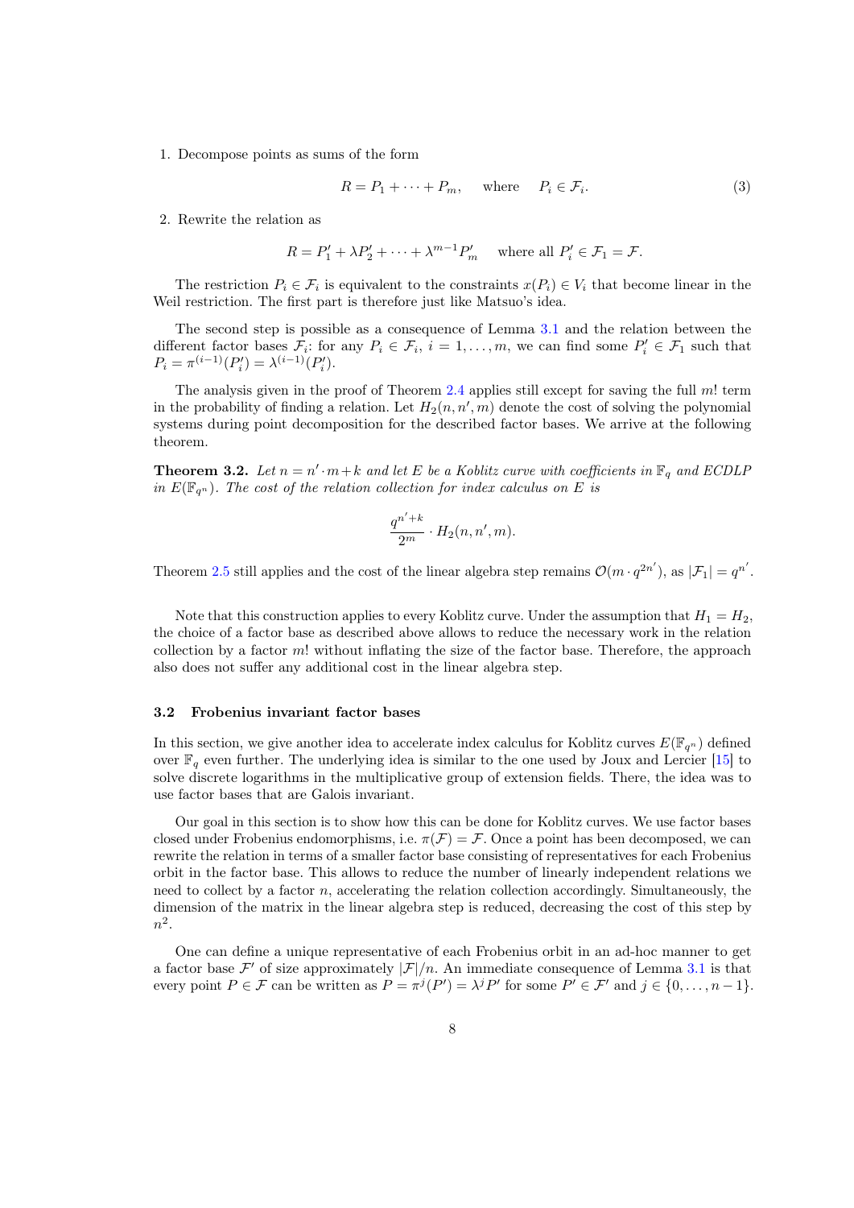1. Decompose points as sums of the form

$$R = P_1 + \cdots + P_m, \quad \text{where} \quad P_i \in \mathcal{F}_i. \tag{3}$$

2. Rewrite the relation as

$$R = P_1' + \lambda P_2' + \cdots + \lambda^{m-1} P_m' \quad \text{where all } P_i' \in \mathcal{F}_1 = \mathcal{F}.$$

The restriction $P_i \in \mathcal{F}_i$ is equivalent to the constraints $x(P_i) \in V_i$ that become linear in the Weil restriction. The first part is therefore just like Matsuo's idea.

The second step is possible as a consequence of Lemma 3.1 and the relation between the different factor bases $\mathcal{F}_i$: for any $P_i \in \mathcal{F}_i$, $i = 1, \ldots, m$, we can find some $P_i' \in \mathcal{F}_1$ such that $P_i = \pi^{(i-1)}(P_i') = \lambda^{(i-1)}(P_i')$.

The analysis given in the proof of Theorem 2.4 applies still except for saving the full $m!$ term in the probability of finding a relation. Let $H_2(n, n', m)$ denote the cost of solving the polynomial systems during point decomposition for the described factor bases. We arrive at the following theorem.

**Theorem 3.2.** *Let $n = n' \cdot m + k$ and let $E$ be a Koblitz curve with coefficients in $\mathbb{F}_q$ and ECDLP in $E(\mathbb{F}_{q^n})$. The cost of the relation collection for index calculus on $E$ is*

$$\frac{q^{n'+k}}{2^m} \cdot H_2(n, n', m).$$

Theorem 2.5 still applies and the cost of the linear algebra step remains $\mathcal{O}(m \cdot q^{2n'})$, as $|\mathcal{F}_1| = q^{n'}$.

Note that this construction applies to every Koblitz curve. Under the assumption that $H_1 = H_2$, the choice of a factor base as described above allows to reduce the necessary work in the relation collection by a factor $m!$ without inflating the size of the factor base. Therefore, the approach also does not suffer any additional cost in the linear algebra step.

### 3.2 Frobenius invariant factor bases

In this section, we give another idea to accelerate index calculus for Koblitz curves $E(\mathbb{F}_{q^n})$ defined over $\mathbb{F}_q$ even further. The underlying idea is similar to the one used by Joux and Lercier [15] to solve discrete logarithms in the multiplicative group of extension fields. There, the idea was to use factor bases that are Galois invariant.

Our goal in this section is to show how this can be done for Koblitz curves. We use factor bases closed under Frobenius endomorphisms, i.e. $\pi(\mathcal{F}) = \mathcal{F}$. Once a point has been decomposed, we can rewrite the relation in terms of a smaller factor base consisting of representatives for each Frobenius orbit in the factor base. This allows to reduce the number of linearly independent relations we need to collect by a factor $n$, accelerating the relation collection accordingly. Simultaneously, the dimension of the matrix in the linear algebra step is reduced, decreasing the cost of this step by $n^2$.

One can define a unique representative of each Frobenius orbit in an ad-hoc manner to get a factor base $\mathcal{F}'$ of size approximately $|\mathcal{F}|/n$. An immediate consequence of Lemma 3.1 is that every point $P \in \mathcal{F}$ can be written as $P = \pi^j(P') = \lambda^j P'$ for some $P' \in \mathcal{F}'$ and $j \in \{0, \ldots, n-1\}$.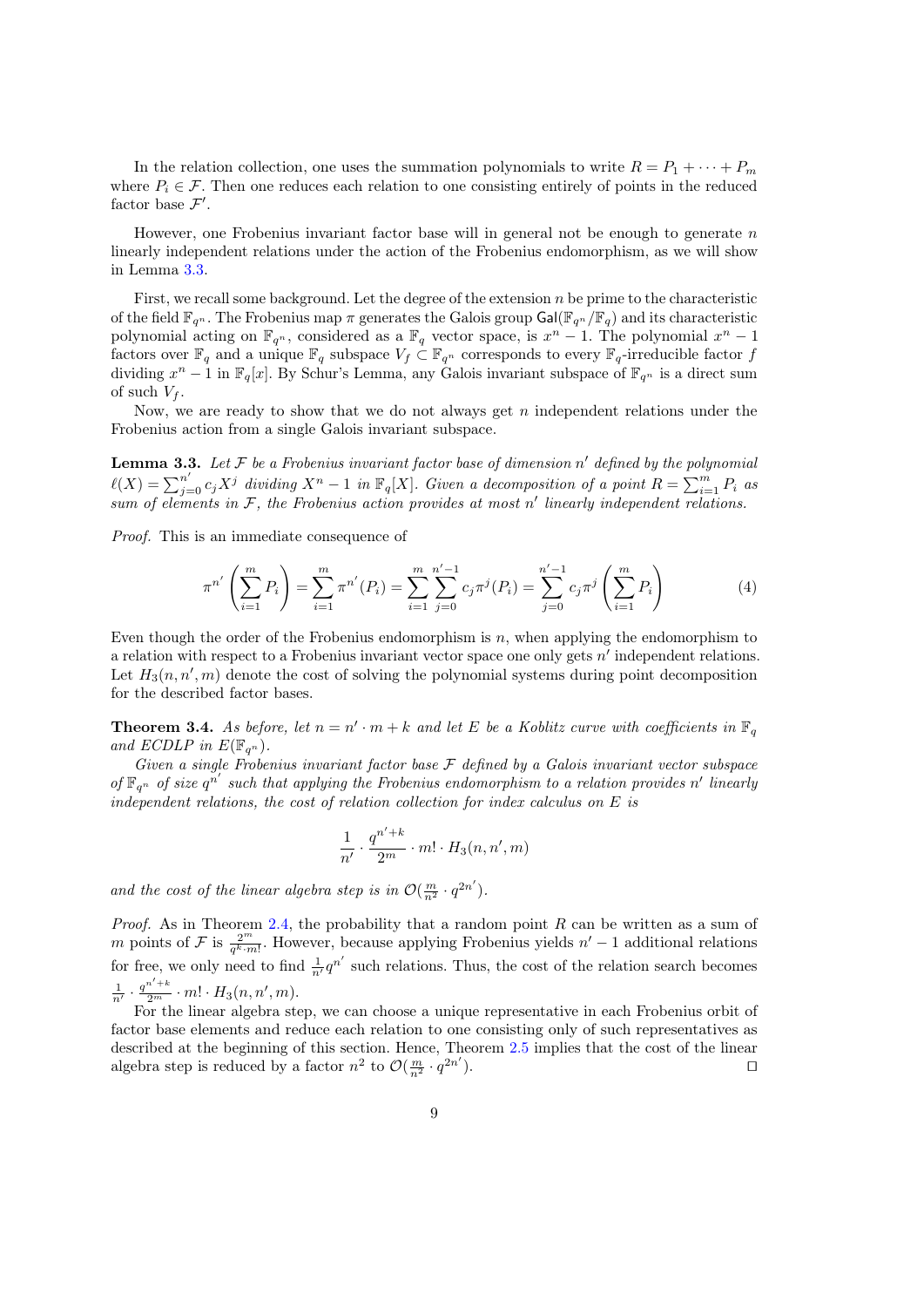In the relation collection, one uses the summation polynomials to write $R = P_1 + \cdots + P_m$ where $P_i \in \mathcal{F}$. Then one reduces each relation to one consisting entirely of points in the reduced factor base $\mathcal{F}'$.

However, one Frobenius invariant factor base will in general not be enough to generate $n$ linearly independent relations under the action of the Frobenius endomorphism, as we will show in Lemma 3.3.

First, we recall some background. Let the degree of the extension $n$ be prime to the characteristic of the field $\mathbb{F}_{q^n}$. The Frobenius map $\pi$ generates the Galois group $\mathsf{Gal}(\mathbb{F}_{q^n}/\mathbb{F}_q)$ and its characteristic polynomial acting on $\mathbb{F}_{q^n}$, considered as a $\mathbb{F}_q$ vector space, is $x^n - 1$. The polynomial $x^n - 1$ factors over $\mathbb{F}_q$ and a unique $\mathbb{F}_q$ subspace $V_f \subset \mathbb{F}_{q^n}$ corresponds to every $\mathbb{F}_q$-irreducible factor $f$ dividing $x^n - 1$ in $\mathbb{F}_q[x]$. By Schur's Lemma, any Galois invariant subspace of $\mathbb{F}_{q^n}$ is a direct sum of such $V_f$.

Now, we are ready to show that we do not always get $n$ independent relations under the Frobenius action from a single Galois invariant subspace.

**Lemma 3.3.** *Let $\mathcal{F}$ be a Frobenius invariant factor base of dimension $n'$ defined by the polynomial $\ell(X) = \sum_{j=0}^{n'} c_j X^j$ dividing $X^n - 1$ in $\mathbb{F}_q[X]$. Given a decomposition of a point $R = \sum_{i=1}^{m} P_i$ as sum of elements in $\mathcal{F}$, the Frobenius action provides at most $n'$ linearly independent relations.*

*Proof.* This is an immediate consequence of

$$\pi^{n'}\left(\sum_{i=1}^{m} P_i\right) = \sum_{i=1}^{m} \pi^{n'}(P_i) = \sum_{i=1}^{m}\sum_{j=0}^{n'-1} c_j \pi^j(P_i) = \sum_{j=0}^{n'-1} c_j \pi^j\left(\sum_{i=1}^{m} P_i\right) \tag{4}$$

Even though the order of the Frobenius endomorphism is $n$, when applying the endomorphism to a relation with respect to a Frobenius invariant vector space one only gets $n'$ independent relations. Let $H_3(n, n', m)$ denote the cost of solving the polynomial systems during point decomposition for the described factor bases.

**Theorem 3.4.** *As before, let $n = n' \cdot m + k$ and let $E$ be a Koblitz curve with coefficients in $\mathbb{F}_q$ and ECDLP in $E(\mathbb{F}_{q^n})$.*

*Given a single Frobenius invariant factor base $\mathcal{F}$ defined by a Galois invariant vector subspace of $\mathbb{F}_{q^n}$ of size $q^{n'}$ such that applying the Frobenius endomorphism to a relation provides $n'$ linearly independent relations, the cost of relation collection for index calculus on $E$ is*

$$\frac{1}{n'} \cdot \frac{q^{n'+k}}{2^m} \cdot m! \cdot H_3(n, n', m)$$

*and the cost of the linear algebra step is in $\mathcal{O}(\frac{m}{n^2} \cdot q^{2n'})$.*

*Proof.* As in Theorem 2.4, the probability that a random point $R$ can be written as a sum of $m$ points of $\mathcal{F}$ is $\frac{2^m}{q^k \cdot m!}$. However, because applying Frobenius yields $n' - 1$ additional relations for free, we only need to find $\frac{1}{n'} q^{n'}$ such relations. Thus, the cost of the relation search becomes $\frac{1}{n'} \cdot \frac{q^{n'+k}}{2^m} \cdot m! \cdot H_3(n, n', m)$.

For the linear algebra step, we can choose a unique representative in each Frobenius orbit of factor base elements and reduce each relation to one consisting only of such representatives as described at the beginning of this section. Hence, Theorem 2.5 implies that the cost of the linear algebra step is reduced by a factor $n^2$ to $\mathcal{O}(\frac{m}{n^2} \cdot q^{2n'})$. $\square$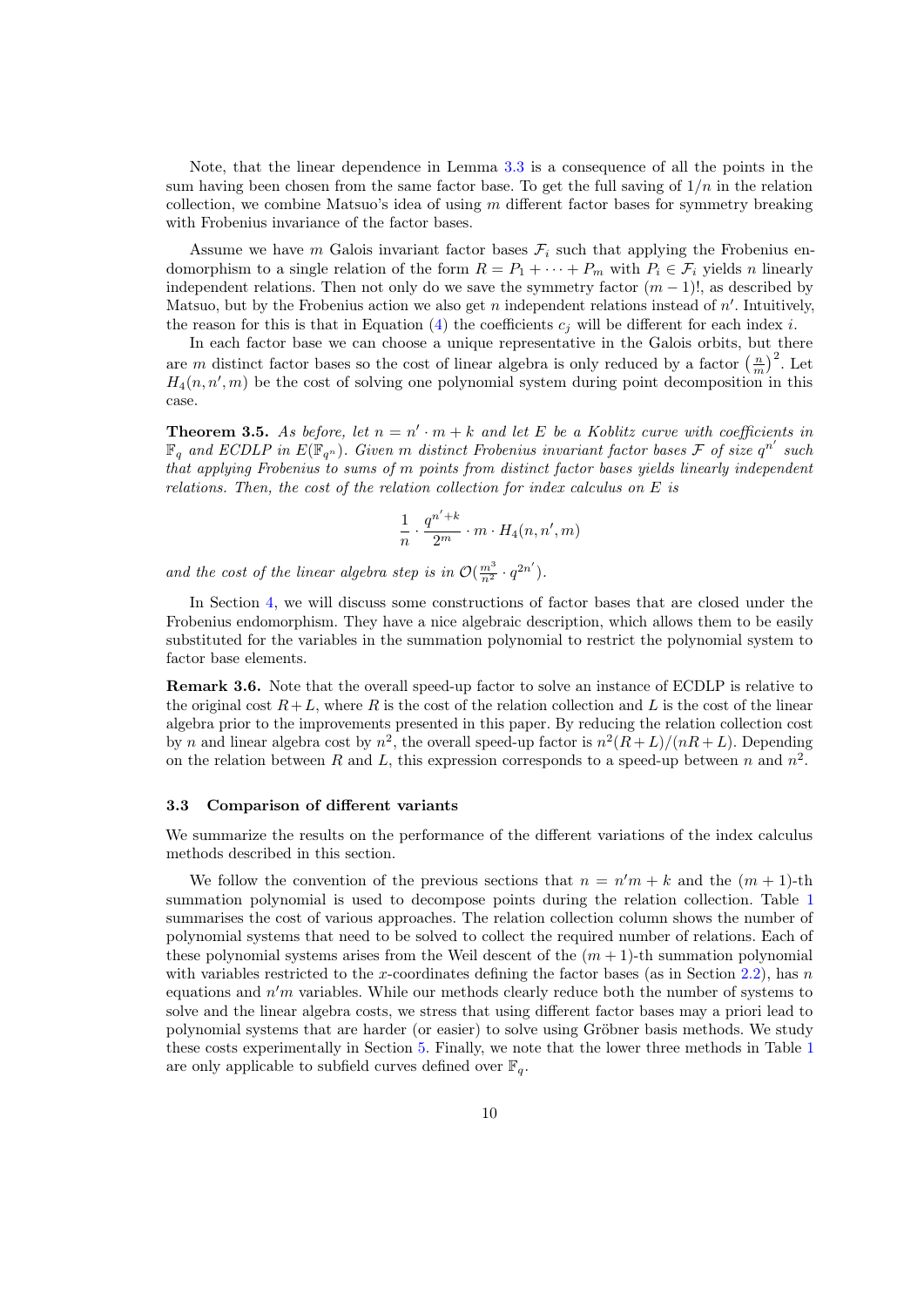Note, that the linear dependence in Lemma 3.3 is a consequence of all the points in the sum having been chosen from the same factor base. To get the full saving of $1/n$ in the relation collection, we combine Matsuo's idea of using $m$ different factor bases for symmetry breaking with Frobenius invariance of the factor bases.

Assume we have $m$ Galois invariant factor bases $\mathcal{F}_i$ such that applying the Frobenius endomorphism to a single relation of the form $R = P_1 + \cdots + P_m$ with $P_i \in \mathcal{F}_i$ yields $n$ linearly independent relations. Then not only do we save the symmetry factor $(m-1)!$, as described by Matsuo, but by the Frobenius action we also get $n$ independent relations instead of $n'$. Intuitively, the reason for this is that in Equation (4) the coefficients $c_j$ will be different for each index $i$.

In each factor base we can choose a unique representative in the Galois orbits, but there are $m$ distinct factor bases so the cost of linear algebra is only reduced by a factor $\left(\frac{n}{m}\right)^2$. Let $H_4(n, n', m)$ be the cost of solving one polynomial system during point decomposition in this case.

**Theorem 3.5.** *As before, let $n = n' \cdot m + k$ and let $E$ be a Koblitz curve with coefficients in $\mathbb{F}_q$ and ECDLP in $E(\mathbb{F}_{q^n})$. Given $m$ distinct Frobenius invariant factor bases $\mathcal{F}$ of size $q^{n'}$ such that applying Frobenius to sums of $m$ points from distinct factor bases yields linearly independent relations. Then, the cost of the relation collection for index calculus on $E$ is*

$$\frac{1}{n} \cdot \frac{q^{n'+k}}{2^m} \cdot m \cdot H_4(n, n', m)$$

*and the cost of the linear algebra step is in $\mathcal{O}(\frac{m^3}{n^2} \cdot q^{2n'})$.*

In Section 4, we will discuss some constructions of factor bases that are closed under the Frobenius endomorphism. They have a nice algebraic description, which allows them to be easily substituted for the variables in the summation polynomial to restrict the polynomial system to factor base elements.

**Remark 3.6.** Note that the overall speed-up factor to solve an instance of ECDLP is relative to the original cost $R + L$, where $R$ is the cost of the relation collection and $L$ is the cost of the linear algebra prior to the improvements presented in this paper. By reducing the relation collection cost by $n$ and linear algebra cost by $n^2$, the overall speed-up factor is $n^2(R+L)/(nR+L)$. Depending on the relation between $R$ and $L$, this expression corresponds to a speed-up between $n$ and $n^2$.

### 3.3 Comparison of different variants

We summarize the results on the performance of the different variations of the index calculus methods described in this section.

We follow the convention of the previous sections that $n = n'm + k$ and the $(m+1)$-th summation polynomial is used to decompose points during the relation collection. Table 1 summarises the cost of various approaches. The relation collection column shows the number of polynomial systems that need to be solved to collect the required number of relations. Each of these polynomial systems arises from the Weil descent of the $(m+1)$-th summation polynomial with variables restricted to the $x$-coordinates defining the factor bases (as in Section 2.2), has $n$ equations and $n'm$ variables. While our methods clearly reduce both the number of systems to solve and the linear algebra costs, we stress that using different factor bases may a priori lead to polynomial systems that are harder (or easier) to solve using Gröbner basis methods. We study these costs experimentally in Section 5. Finally, we note that the lower three methods in Table 1 are only applicable to subfield curves defined over $\mathbb{F}_q$.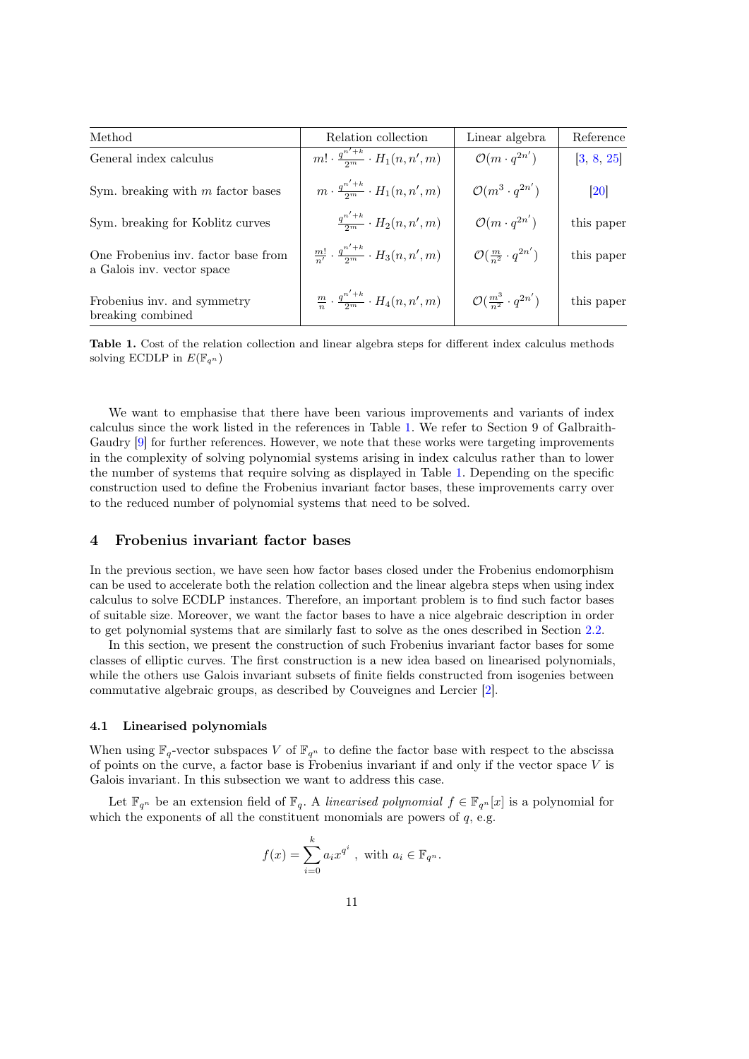| Method | Relation collection | Linear algebra | Reference |
| --- | --- | --- | --- |
| General index calculus | $m! \cdot \frac{q^{n'+k}}{2^m} \cdot H_1(n, n', m)$ | $\mathcal{O}(m \cdot q^{2n'})$ | [3, 8, 25] |
| Sym. breaking with $m$ factor bases | $m \cdot \frac{q^{n'+k}}{2^m} \cdot H_1(n, n', m)$ | $\mathcal{O}(m^3 \cdot q^{2n'})$ | [20] |
| Sym. breaking for Koblitz curves | $\frac{q^{n'+k}}{2^m} \cdot H_2(n, n', m)$ | $\mathcal{O}(m \cdot q^{2n'})$ | this paper |
| One Frobenius inv. factor base from a Galois inv. vector space | $\frac{m!}{n'} \cdot \frac{q^{n'+k}}{2^m} \cdot H_3(n, n', m)$ | $\mathcal{O}(\frac{m}{n^2} \cdot q^{2n'})$ | this paper |
| Frobenius inv. and symmetry breaking combined | $\frac{m}{n} \cdot \frac{q^{n'+k}}{2^m} \cdot H_4(n, n', m)$ | $\mathcal{O}(\frac{m^3}{n^2} \cdot q^{2n'})$ | this paper |

**Table 1.** Cost of the relation collection and linear algebra steps for different index calculus methods solving ECDLP in $E(\mathbb{F}_{q^n})$

We want to emphasise that there have been various improvements and variants of index calculus since the work listed in the references in Table 1. We refer to Section 9 of Galbraith-Gaudry [9] for further references. However, we note that these works were targeting improvements in the complexity of solving polynomial systems arising in index calculus rather than to lower the number of systems that require solving as displayed in Table 1. Depending on the specific construction used to define the Frobenius invariant factor bases, these improvements carry over to the reduced number of polynomial systems that need to be solved.

## 4 Frobenius invariant factor bases

In the previous section, we have seen how factor bases closed under the Frobenius endomorphism can be used to accelerate both the relation collection and the linear algebra steps when using index calculus to solve ECDLP instances. Therefore, an important problem is to find such factor bases of suitable size. Moreover, we want the factor bases to have a nice algebraic description in order to get polynomial systems that are similarly fast to solve as the ones described in Section 2.2.

In this section, we present the construction of such Frobenius invariant factor bases for some classes of elliptic curves. The first construction is a new idea based on linearised polynomials, while the others use Galois invariant subsets of finite fields constructed from isogenies between commutative algebraic groups, as described by Couveignes and Lercier [2].

### 4.1 Linearised polynomials

When using $\mathbb{F}_q$-vector subspaces $V$ of $\mathbb{F}_{q^n}$ to define the factor base with respect to the abscissa of points on the curve, a factor base is Frobenius invariant if and only if the vector space $V$ is Galois invariant. In this subsection we want to address this case.

Let $\mathbb{F}_{q^n}$ be an extension field of $\mathbb{F}_q$. A *linearised polynomial* $f \in \mathbb{F}_{q^n}[x]$ is a polynomial for which the exponents of all the constituent monomials are powers of $q$, e.g.

$$f(x) = \sum_{i=0}^{k} a_i x^{q^i} \text{ , with } a_i \in \mathbb{F}_{q^n}.$$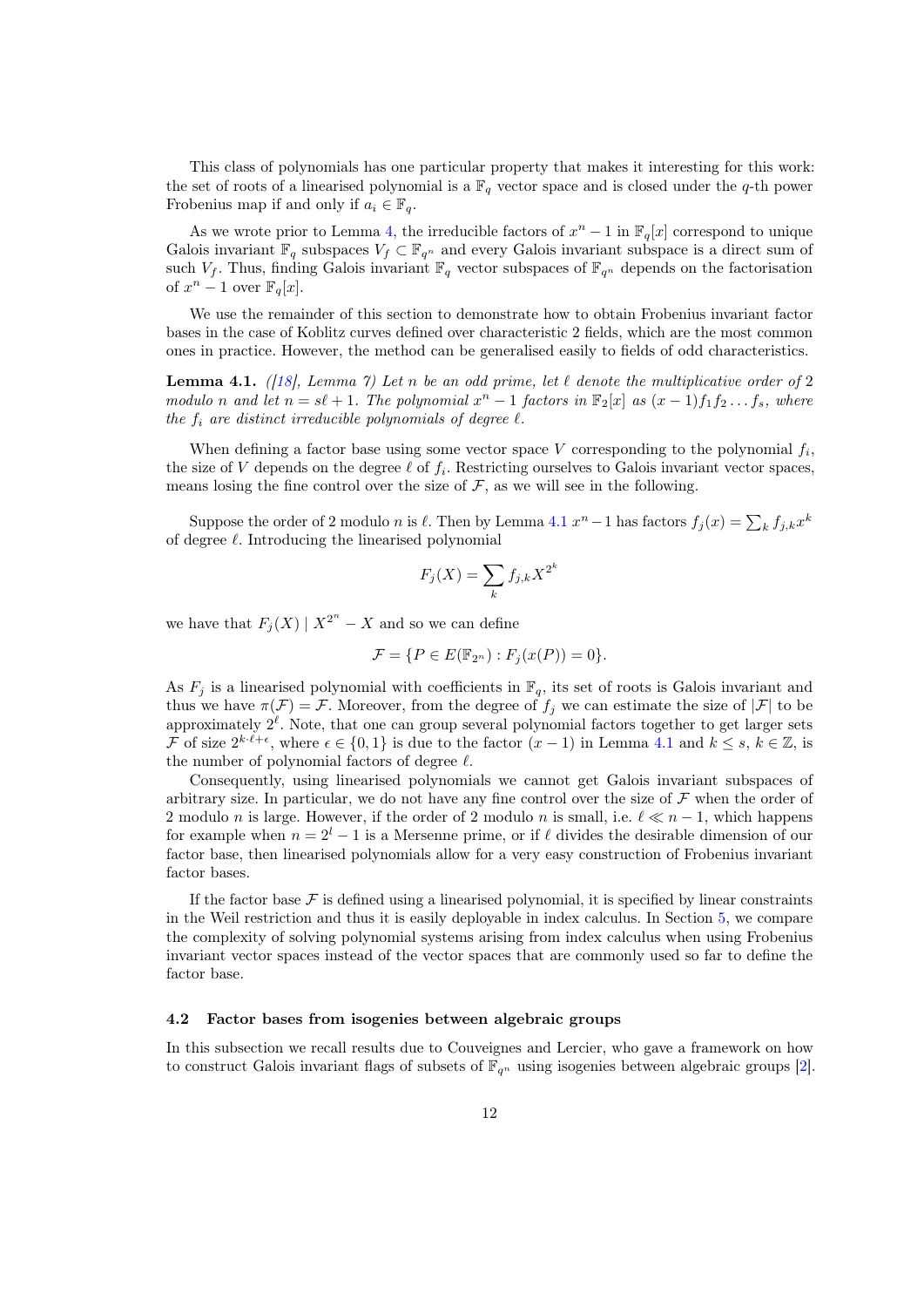This class of polynomials has one particular property that makes it interesting for this work: the set of roots of a linearised polynomial is a $\mathbb{F}_q$ vector space and is closed under the $q$-th power Frobenius map if and only if $a_i \in \mathbb{F}_q$.

As we wrote prior to Lemma 4, the irreducible factors of $x^n - 1$ in $\mathbb{F}_q[x]$ correspond to unique Galois invariant $\mathbb{F}_q$ subspaces $V_f \subset \mathbb{F}_{q^n}$ and every Galois invariant subspace is a direct sum of such $V_f$. Thus, finding Galois invariant $\mathbb{F}_q$ vector subspaces of $\mathbb{F}_{q^n}$ depends on the factorisation of $x^n - 1$ over $\mathbb{F}_q[x]$.

We use the remainder of this section to demonstrate how to obtain Frobenius invariant factor bases in the case of Koblitz curves defined over characteristic 2 fields, which are the most common ones in practice. However, the method can be generalised easily to fields of odd characteristics.

**Lemma 4.1.** *([18], Lemma 7) Let $n$ be an odd prime, let $\ell$ denote the multiplicative order of 2 modulo $n$ and let $n = s\ell + 1$. The polynomial $x^n - 1$ factors in $\mathbb{F}_2[x]$ as $(x-1)f_1 f_2 \dots f_s$, where the $f_i$ are distinct irreducible polynomials of degree $\ell$.*

When defining a factor base using some vector space $V$ corresponding to the polynomial $f_i$, the size of $V$ depends on the degree $\ell$ of $f_i$. Restricting ourselves to Galois invariant vector spaces, means losing the fine control over the size of $\mathcal{F}$, as we will see in the following.

Suppose the order of 2 modulo $n$ is $\ell$. Then by Lemma 4.1 $x^n - 1$ has factors $f_j(x) = \sum_k f_{j,k} x^k$ of degree $\ell$. Introducing the linearised polynomial

$$F_j(X) = \sum_k f_{j,k} X^{2^k}$$

we have that $F_j(X) \mid X^{2^n} - X$ and so we can define

$$\mathcal{F} = \{P \in E(\mathbb{F}_{2^n}) : F_j(x(P)) = 0\}.$$

As $F_j$ is a linearised polynomial with coefficients in $\mathbb{F}_q$, its set of roots is Galois invariant and thus we have $\pi(\mathcal{F}) = \mathcal{F}$. Moreover, from the degree of $f_j$ we can estimate the size of $|\mathcal{F}|$ to be approximately $2^\ell$. Note, that one can group several polynomial factors together to get larger sets $\mathcal{F}$ of size $2^{k \cdot \ell + \epsilon}$, where $\epsilon \in \{0, 1\}$ is due to the factor $(x - 1)$ in Lemma 4.1 and $k \leq s$, $k \in \mathbb{Z}$, is the number of polynomial factors of degree $\ell$.

Consequently, using linearised polynomials we cannot get Galois invariant subspaces of arbitrary size. In particular, we do not have any fine control over the size of $\mathcal{F}$ when the order of 2 modulo $n$ is large. However, if the order of 2 modulo $n$ is small, i.e. $\ell \ll n - 1$, which happens for example when $n = 2^l - 1$ is a Mersenne prime, or if $\ell$ divides the desirable dimension of our factor base, then linearised polynomials allow for a very easy construction of Frobenius invariant factor bases.

If the factor base $\mathcal{F}$ is defined using a linearised polynomial, it is specified by linear constraints in the Weil restriction and thus it is easily deployable in index calculus. In Section 5, we compare the complexity of solving polynomial systems arising from index calculus when using Frobenius invariant vector spaces instead of the vector spaces that are commonly used so far to define the factor base.

### 4.2 Factor bases from isogenies between algebraic groups

In this subsection we recall results due to Couveignes and Lercier, who gave a framework on how to construct Galois invariant flags of subsets of $\mathbb{F}_{q^n}$ using isogenies between algebraic groups [2].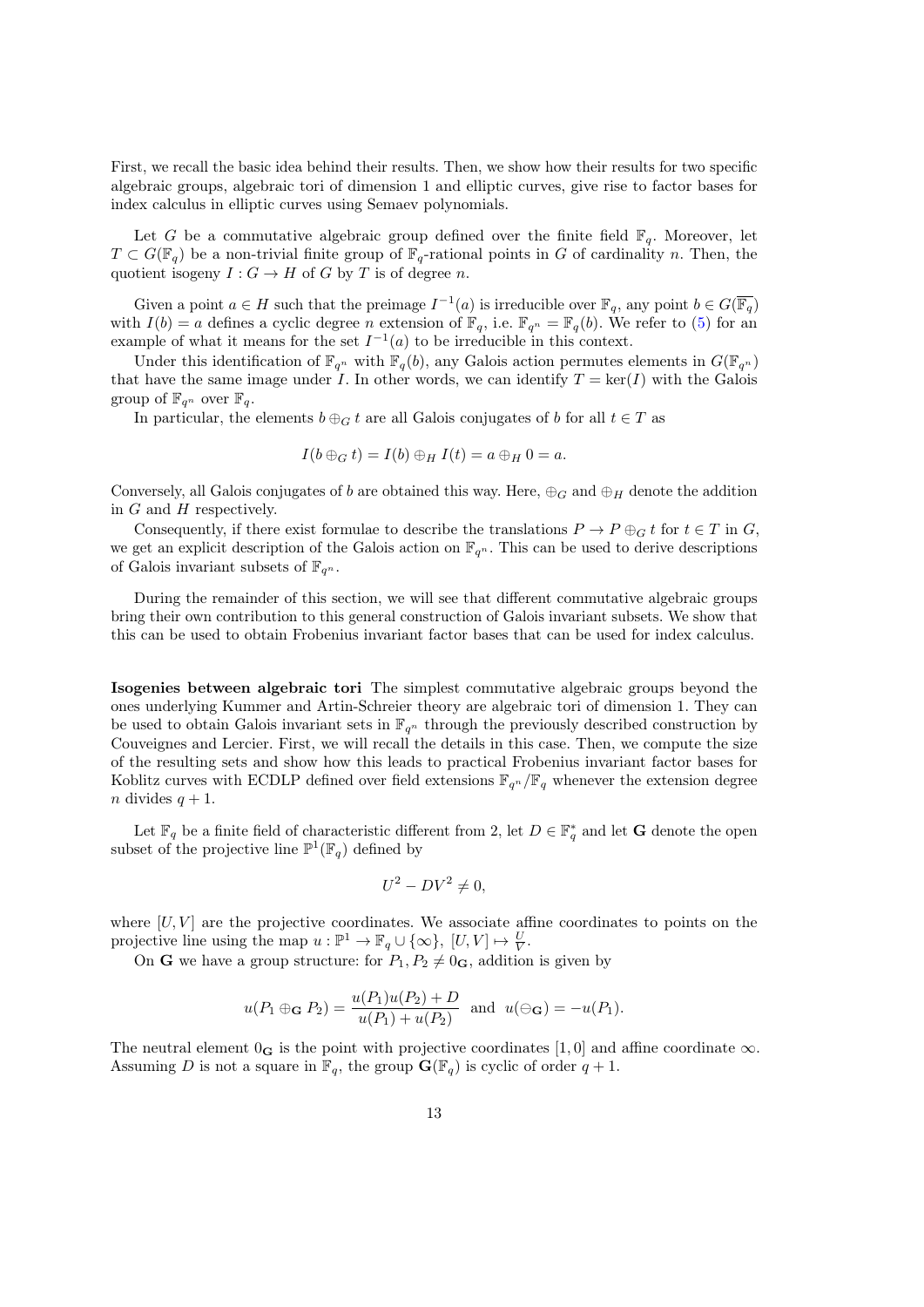First, we recall the basic idea behind their results. Then, we show how their results for two specific algebraic groups, algebraic tori of dimension 1 and elliptic curves, give rise to factor bases for index calculus in elliptic curves using Semaev polynomials.

Let $G$ be a commutative algebraic group defined over the finite field $\mathbb{F}_q$. Moreover, let $T \subset G(\mathbb{F}_q)$ be a non-trivial finite group of $\mathbb{F}_q$-rational points in $G$ of cardinality $n$. Then, the quotient isogeny $I : G \to H$ of $G$ by $T$ is of degree $n$.

Given a point $a \in H$ such that the preimage $I^{-1}(a)$ is irreducible over $\mathbb{F}_q$, any point $b \in G(\overline{\mathbb{F}_q})$ with $I(b) = a$ defines a cyclic degree $n$ extension of $\mathbb{F}_q$, i.e. $\mathbb{F}_{q^n} = \mathbb{F}_q(b)$. We refer to (5) for an example of what it means for the set $I^{-1}(a)$ to be irreducible in this context.

Under this identification of $\mathbb{F}_{q^n}$ with $\mathbb{F}_q(b)$, any Galois action permutes elements in $G(\mathbb{F}_{q^n})$ that have the same image under $I$. In other words, we can identify $T = \ker(I)$ with the Galois group of $\mathbb{F}_{q^n}$ over $\mathbb{F}_q$.

In particular, the elements $b \oplus_G t$ are all Galois conjugates of $b$ for all $t \in T$ as

$$I(b \oplus_G t) = I(b) \oplus_H I(t) = a \oplus_H 0 = a.$$

Conversely, all Galois conjugates of $b$ are obtained this way. Here, $\oplus_G$ and $\oplus_H$ denote the addition in $G$ and $H$ respectively.

Consequently, if there exist formulae to describe the translations $P \to P \oplus_G t$ for $t \in T$ in $G$, we get an explicit description of the Galois action on $\mathbb{F}_{q^n}$. This can be used to derive descriptions of Galois invariant subsets of $\mathbb{F}_{q^n}$.

During the remainder of this section, we will see that different commutative algebraic groups bring their own contribution to this general construction of Galois invariant subsets. We show that this can be used to obtain Frobenius invariant factor bases that can be used for index calculus.

**Isogenies between algebraic tori** The simplest commutative algebraic groups beyond the ones underlying Kummer and Artin-Schreier theory are algebraic tori of dimension 1. They can be used to obtain Galois invariant sets in $\mathbb{F}_{q^n}$ through the previously described construction by Couveignes and Lercier. First, we will recall the details in this case. Then, we compute the size of the resulting sets and show how this leads to practical Frobenius invariant factor bases for Koblitz curves with ECDLP defined over field extensions $\mathbb{F}_{q^n}/\mathbb{F}_q$ whenever the extension degree $n$ divides $q+1$.

Let $\mathbb{F}_q$ be a finite field of characteristic different from 2, let $D \in \mathbb{F}_q^*$ and let $\mathbf{G}$ denote the open subset of the projective line $\mathbb{P}^1(\mathbb{F}_q)$ defined by

$$U^2 - DV^2 \neq 0,$$

where $[U, V]$ are the projective coordinates. We associate affine coordinates to points on the projective line using the map $u : \mathbb{P}^1 \to \mathbb{F}_q \cup \{\infty\},\ [U, V] \mapsto \frac{U}{V}$.

On $\mathbf{G}$ we have a group structure: for $P_1, P_2 \neq 0_{\mathbf{G}}$, addition is given by

$$u(P_1 \oplus_{\mathbf{G}} P_2) = \frac{u(P_1)u(P_2) + D}{u(P_1) + u(P_2)} \ \text{ and } \ u(\ominus_{\mathbf{G}}) = -u(P_1).$$

The neutral element $0_{\mathbf{G}}$ is the point with projective coordinates $[1, 0]$ and affine coordinate $\infty$. Assuming $D$ is not a square in $\mathbb{F}_q$, the group $\mathbf{G}(\mathbb{F}_q)$ is cyclic of order $q+1$.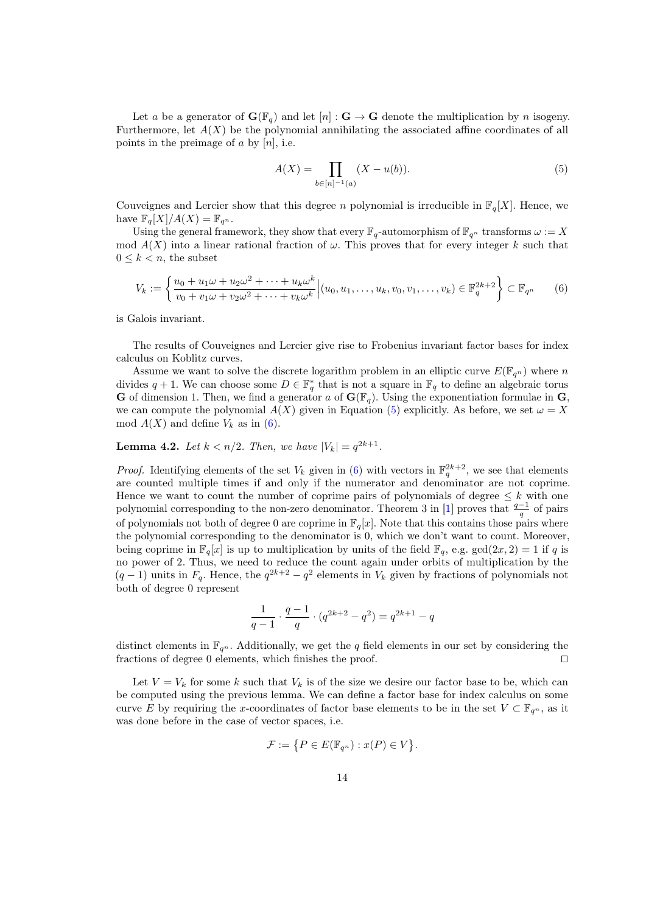Let $a$ be a generator of $\mathbf{G}(\mathbb{F}_q)$ and let $[n] : \mathbf{G} \to \mathbf{G}$ denote the multiplication by $n$ isogeny. Furthermore, let $A(X)$ be the polynomial annihilating the associated affine coordinates of all points in the preimage of $a$ by $[n]$, i.e.

$$A(X) = \prod_{b \in [n]^{-1}(a)} (X - u(b)). \tag{5}$$

Couveignes and Lercier show that this degree $n$ polynomial is irreducible in $\mathbb{F}_q[X]$. Hence, we have $\mathbb{F}_q[X]/A(X) = \mathbb{F}_{q^n}$.

Using the general framework, they show that every $\mathbb{F}_q$-automorphism of $\mathbb{F}_{q^n}$ transforms $\omega := X \bmod A(X)$ into a linear rational fraction of $\omega$. This proves that for every integer $k$ such that $0 \leq k < n$, the subset

$$V_k := \left\{ \frac{u_0 + u_1\omega + u_2\omega^2 + \cdots + u_k\omega^k}{v_0 + v_1\omega + v_2\omega^2 + \cdots + v_k\omega^k} \Big| (u_0, u_1, \ldots, u_k, v_0, v_1, \ldots, v_k) \in \mathbb{F}_q^{2k+2} \right\} \subset \mathbb{F}_{q^n} \tag{6}$$

is Galois invariant.

The results of Couveignes and Lercier give rise to Frobenius invariant factor bases for index calculus on Koblitz curves.

Assume we want to solve the discrete logarithm problem in an elliptic curve $E(\mathbb{F}_{q^n})$ where $n$ divides $q + 1$. We can choose some $D \in \mathbb{F}_q^*$ that is not a square in $\mathbb{F}_q$ to define an algebraic torus $\mathbf{G}$ of dimension 1. Then, we find a generator $a$ of $\mathbf{G}(\mathbb{F}_q)$. Using the exponentiation formulae in $\mathbf{G}$, we can compute the polynomial $A(X)$ given in Equation (5) explicitly. As before, we set $\omega = X \bmod A(X)$ and define $V_k$ as in (6).

**Lemma 4.2.** *Let $k < n/2$. Then, we have $|V_k| = q^{2k+1}$.*

*Proof.* Identifying elements of the set $V_k$ given in (6) with vectors in $\mathbb{F}_q^{2k+2}$, we see that elements are counted multiple times if and only if the numerator and denominator are not coprime. Hence we want to count the number of coprime pairs of polynomials of degree $\leq k$ with one polynomial corresponding to the non-zero denominator. Theorem 3 in [1] proves that $\frac{q-1}{q}$ of pairs of polynomials not both of degree 0 are coprime in $\mathbb{F}_q[x]$. Note that this contains those pairs where the polynomial corresponding to the denominator is 0, which we don't want to count. Moreover, being coprime in $\mathbb{F}_q[x]$ is up to multiplication by units of the field $\mathbb{F}_q$, e.g. $\gcd(2x, 2) = 1$ if $q$ is no power of 2. Thus, we need to reduce the count again under orbits of multiplication by the $(q - 1)$ units in $F_q$. Hence, the $q^{2k+2} - q^2$ elements in $V_k$ given by fractions of polynomials not both of degree 0 represent

$$\frac{1}{q-1} \cdot \frac{q-1}{q} \cdot (q^{2k+2} - q^2) = q^{2k+1} - q$$

distinct elements in $\mathbb{F}_{q^n}$. Additionally, we get the $q$ field elements in our set by considering the fractions of degree 0 elements, which finishes the proof. $\square$

Let $V = V_k$ for some $k$ such that $V_k$ is of the size we desire our factor base to be, which can be computed using the previous lemma. We can define a factor base for index calculus on some curve $E$ by requiring the $x$-coordinates of factor base elements to be in the set $V \subset \mathbb{F}_{q^n}$, as it was done before in the case of vector spaces, i.e.

$$\mathcal{F} := \{P \in E(\mathbb{F}_{q^n}) : x(P) \in V\}.$$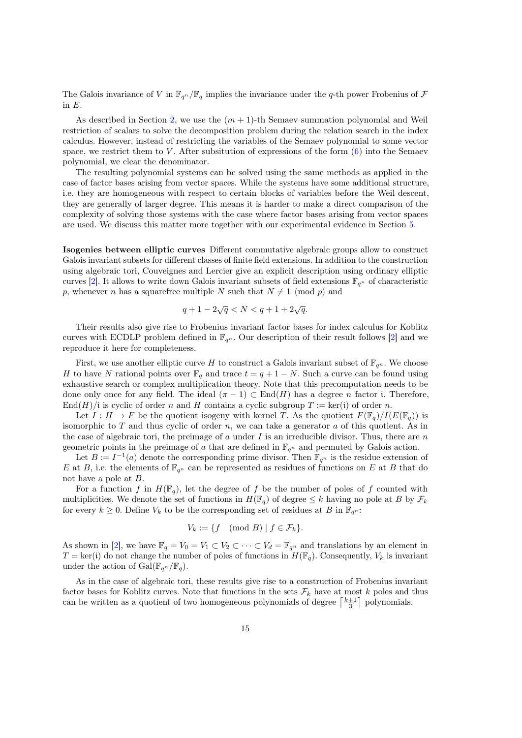The Galois invariance of $V$ in $\mathbb{F}_{q^n}/\mathbb{F}_q$ implies the invariance under the $q$-th power Frobenius of $\mathcal{F}$ in $E$.

As described in Section 2, we use the $(m+1)$-th Semaev summation polynomial and Weil restriction of scalars to solve the decomposition problem during the relation search in the index calculus. However, instead of restricting the variables of the Semaev polynomial to some vector space, we restrict them to $V$. After subsitution of expressions of the form (6) into the Semaev polynomial, we clear the denominator.

The resulting polynomial systems can be solved using the same methods as applied in the case of factor bases arising from vector spaces. While the systems have some additional structure, i.e. they are homogeneous with respect to certain blocks of variables before the Weil descent, they are generally of larger degree. This means it is harder to make a direct comparison of the complexity of solving those systems with the case where factor bases arising from vector spaces are used. We discuss this matter more together with our experimental evidence in Section 5.

**Isogenies between elliptic curves** Different commutative algebraic groups allow to construct Galois invariant subsets for different classes of finite field extensions. In addition to the construction using algebraic tori, Couveignes and Lercier give an explicit description using ordinary elliptic curves [2]. It allows to write down Galois invariant subsets of field extensions $\mathbb{F}_{q^n}$ of characteristic $p$, whenever $n$ has a squarefree multiple $N$ such that $N \neq 1 \pmod p$ and

$$q + 1 - 2\sqrt{q} < N < q + 1 + 2\sqrt{q}.$$

Their results also give rise to Frobenius invariant factor bases for index calculus for Koblitz curves with ECDLP problem defined in $\mathbb{F}_{q^n}$. Our description of their result follows [2] and we reproduce it here for completeness.

First, we use another elliptic curve $H$ to construct a Galois invariant subset of $\mathbb{F}_{q^n}$. We choose $H$ to have $N$ rational points over $\mathbb{F}_q$ and trace $t = q + 1 - N$. Such a curve can be found using exhaustive search or complex multiplication theory. Note that this precomputation needs to be done only once for any field. The ideal $(\pi - 1) \subset \mathrm{End}(H)$ has a degree $n$ factor $\mathfrak{i}$. Therefore, $\mathrm{End}(H)/\mathfrak{i}$ is cyclic of order $n$ and $H$ contains a cyclic subgroup $T := \ker(\mathfrak{i})$ of order $n$.

Let $I : H \to F$ be the quotient isogeny with kernel $T$. As the quotient $F(\mathbb{F}_q)/I(E(\mathbb{F}_q))$ is isomorphic to $T$ and thus cyclic of order $n$, we can take a generator $a$ of this quotient. As in the case of algebraic tori, the preimage of $a$ under $I$ is an irreducible divisor. Thus, there are $n$ geometric points in the preimage of $a$ that are defined in $\mathbb{F}_{q^n}$ and permuted by Galois action.

Let $B := I^{-1}(a)$ denote the corresponding prime divisor. Then $\mathbb{F}_{q^n}$ is the residue extension of $E$ at $B$, i.e. the elements of $\mathbb{F}_{q^n}$ can be represented as residues of functions on $E$ at $B$ that do not have a pole at $B$.

For a function $f$ in $H(\mathbb{F}_q)$, let the degree of $f$ be the number of poles of $f$ counted with multiplicities. We denote the set of functions in $H(\mathbb{F}_q)$ of degree $\leq k$ having no pole at $B$ by $\mathcal{F}_k$ for every $k \geq 0$. Define $V_k$ to be the corresponding set of residues at $B$ in $\mathbb{F}_{q^n}$:

$$V_k := \{f \pmod B \mid f \in \mathcal{F}_k\}.$$

As shown in [2], we have $\mathbb{F}_q = V_0 = V_1 \subset V_2 \subset \cdots \subset V_d = \mathbb{F}_{q^n}$ and translations by an element in $T = \ker(\mathfrak{i})$ do not change the number of poles of functions in $H(\mathbb{F}_q)$. Consequently, $V_k$ is invariant under the action of $\mathrm{Gal}(\mathbb{F}_{q^n}/\mathbb{F}_q)$.

As in the case of algebraic tori, these results give rise to a construction of Frobenius invariant factor bases for Koblitz curves. Note that functions in the sets $\mathcal{F}_k$ have at most $k$ poles and thus can be written as a quotient of two homogeneous polynomials of degree $\lceil \frac{k+1}{3} \rceil$ polynomials.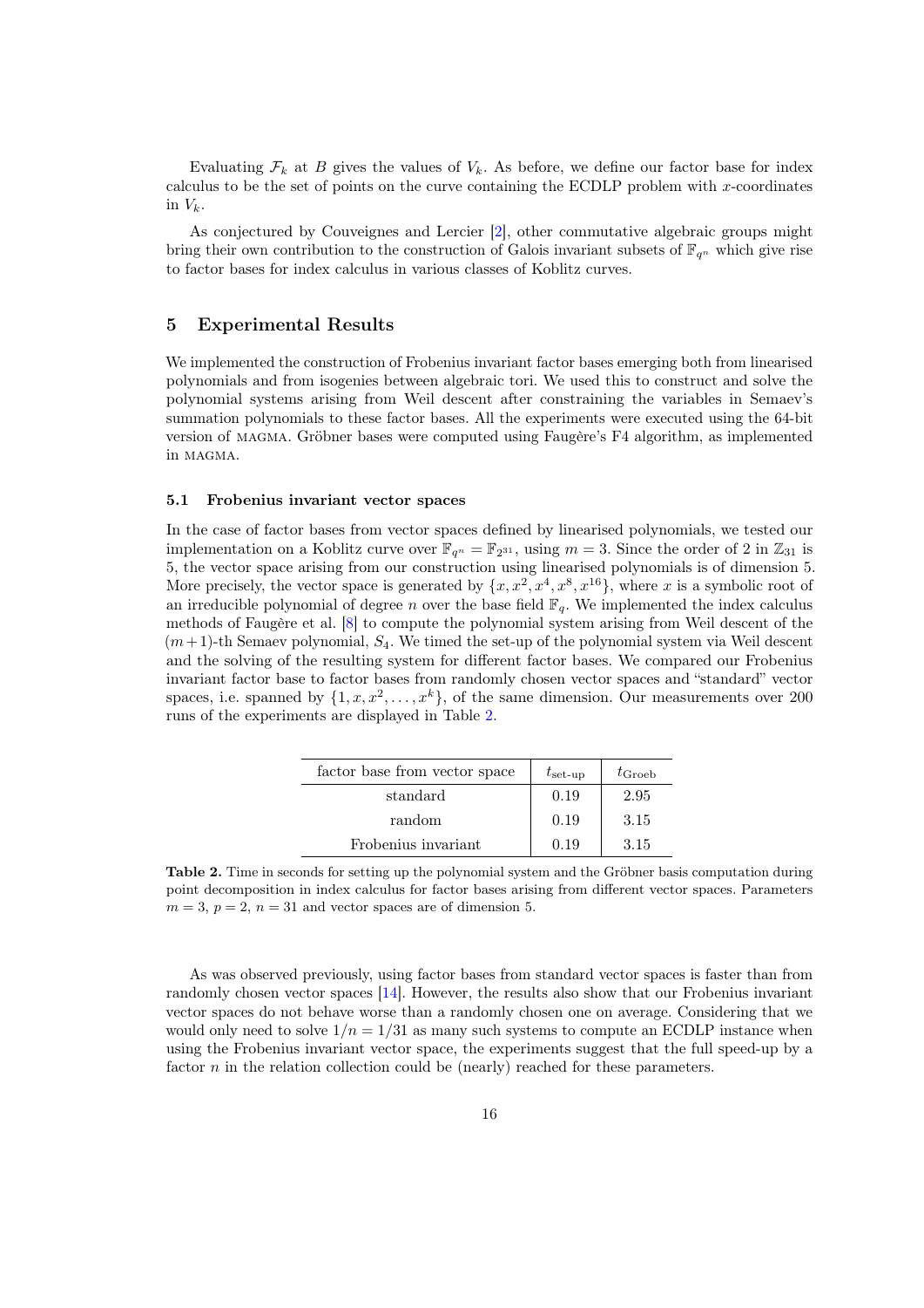Evaluating $\mathcal{F}_k$ at $B$ gives the values of $V_k$. As before, we define our factor base for index calculus to be the set of points on the curve containing the ECDLP problem with $x$-coordinates in $V_k$.

As conjectured by Couveignes and Lercier [2], other commutative algebraic groups might bring their own contribution to the construction of Galois invariant subsets of $\mathbb{F}_{q^n}$ which give rise to factor bases for index calculus in various classes of Koblitz curves.

## 5 Experimental Results

We implemented the construction of Frobenius invariant factor bases emerging both from linearised polynomials and from isogenies between algebraic tori. We used this to construct and solve the polynomial systems arising from Weil descent after constraining the variables in Semaev's summation polynomials to these factor bases. All the experiments were executed using the 64-bit version of MAGMA. Gröbner bases were computed using Faugère's F4 algorithm, as implemented in MAGMA.

### 5.1 Frobenius invariant vector spaces

In the case of factor bases from vector spaces defined by linearised polynomials, we tested our implementation on a Koblitz curve over $\mathbb{F}_{q^n} = \mathbb{F}_{2^{31}}$, using $m = 3$. Since the order of 2 in $\mathbb{Z}_{31}$ is 5, the vector space arising from our construction using linearised polynomials is of dimension 5. More precisely, the vector space is generated by $\{x, x^2, x^4, x^8, x^{16}\}$, where $x$ is a symbolic root of an irreducible polynomial of degree $n$ over the base field $\mathbb{F}_q$. We implemented the index calculus methods of Faugère et al. [8] to compute the polynomial system arising from Weil descent of the $(m+1)$-th Semaev polynomial, $S_4$. We timed the set-up of the polynomial system via Weil descent and the solving of the resulting system for different factor bases. We compared our Frobenius invariant factor base to factor bases from randomly chosen vector spaces and "standard" vector spaces, i.e. spanned by $\{1, x, x^2, \ldots, x^k\}$, of the same dimension. Our measurements over 200 runs of the experiments are displayed in Table 2.

| factor base from vector space | $t_{\text{set-up}}$ | $t_{\text{Groeb}}$ |
|---|---|---|
| standard | 0.19 | 2.95 |
| random | 0.19 | 3.15 |
| Frobenius invariant | 0.19 | 3.15 |

**Table 2.** Time in seconds for setting up the polynomial system and the Gröbner basis computation during point decomposition in index calculus for factor bases arising from different vector spaces. Parameters $m = 3$, $p = 2$, $n = 31$ and vector spaces are of dimension 5.

As was observed previously, using factor bases from standard vector spaces is faster than from randomly chosen vector spaces [14]. However, the results also show that our Frobenius invariant vector spaces do not behave worse than a randomly chosen one on average. Considering that we would only need to solve $1/n = 1/31$ as many such systems to compute an ECDLP instance when using the Frobenius invariant vector space, the experiments suggest that the full speed-up by a factor $n$ in the relation collection could be (nearly) reached for these parameters.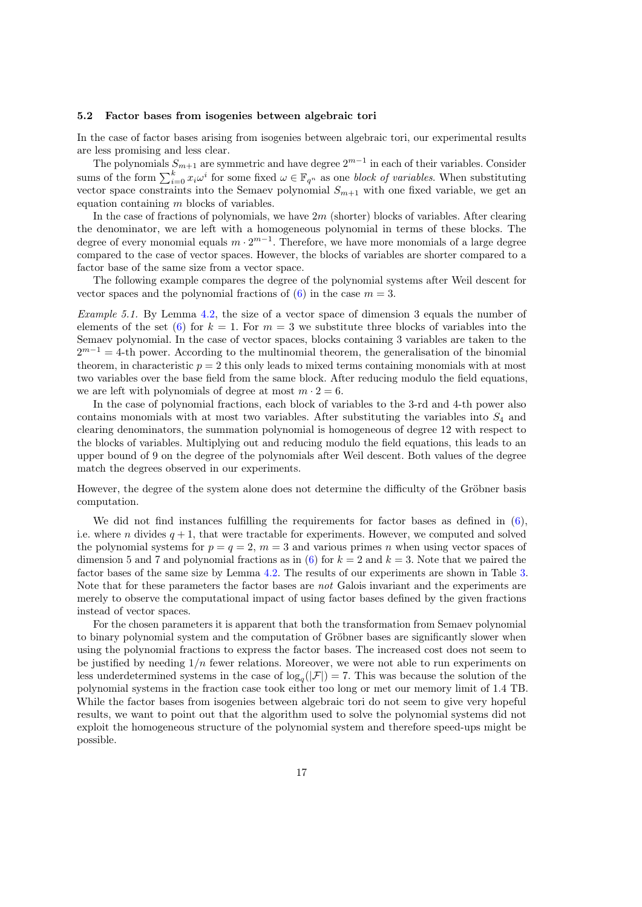### 5.2 Factor bases from isogenies between algebraic tori

In the case of factor bases arising from isogenies between algebraic tori, our experimental results are less promising and less clear.

The polynomials $S_{m+1}$ are symmetric and have degree $2^{m-1}$ in each of their variables. Consider sums of the form $\sum_{i=0}^{k} x_i \omega^i$ for some fixed $\omega \in \mathbb{F}_{q^n}$ as one *block of variables*. When substituting vector space constraints into the Semaev polynomial $S_{m+1}$ with one fixed variable, we get an equation containing $m$ blocks of variables.

In the case of fractions of polynomials, we have $2m$ (shorter) blocks of variables. After clearing the denominator, we are left with a homogeneous polynomial in terms of these blocks. The degree of every monomial equals $m \cdot 2^{m-1}$. Therefore, we have more monomials of a large degree compared to the case of vector spaces. However, the blocks of variables are shorter compared to a factor base of the same size from a vector space.

The following example compares the degree of the polynomial systems after Weil descent for vector spaces and the polynomial fractions of (6) in the case $m = 3$.

*Example 5.1.* By Lemma 4.2, the size of a vector space of dimension 3 equals the number of elements of the set (6) for $k = 1$. For $m = 3$ we substitute three blocks of variables into the Semaev polynomial. In the case of vector spaces, blocks containing 3 variables are taken to the $2^{m-1} = 4$-th power. According to the multinomial theorem, the generalisation of the binomial theorem, in characteristic $p = 2$ this only leads to mixed terms containing monomials with at most two variables over the base field from the same block. After reducing modulo the field equations, we are left with polynomials of degree at most $m \cdot 2 = 6$.

In the case of polynomial fractions, each block of variables to the 3-rd and 4-th power also contains monomials with at most two variables. After substituting the variables into $S_4$ and clearing denominators, the summation polynomial is homogeneous of degree 12 with respect to the blocks of variables. Multiplying out and reducing modulo the field equations, this leads to an upper bound of 9 on the degree of the polynomials after Weil descent. Both values of the degree match the degrees observed in our experiments.

However, the degree of the system alone does not determine the difficulty of the Gröbner basis computation.

We did not find instances fulfilling the requirements for factor bases as defined in (6), i.e. where $n$ divides $q + 1$, that were tractable for experiments. However, we computed and solved the polynomial systems for $p = q = 2$, $m = 3$ and various primes $n$ when using vector spaces of dimension 5 and 7 and polynomial fractions as in (6) for $k = 2$ and $k = 3$. Note that we paired the factor bases of the same size by Lemma 4.2. The results of our experiments are shown in Table 3. Note that for these parameters the factor bases are *not* Galois invariant and the experiments are merely to observe the computational impact of using factor bases defined by the given fractions instead of vector spaces.

For the chosen parameters it is apparent that both the transformation from Semaev polynomial to binary polynomial system and the computation of Gröbner bases are significantly slower when using the polynomial fractions to express the factor bases. The increased cost does not seem to be justified by needing $1/n$ fewer relations. Moreover, we were not able to run experiments on less underdetermined systems in the case of $\log_q(|\mathcal{F}|) = 7$. This was because the solution of the polynomial systems in the fraction case took either too long or met our memory limit of 1.4 TB. While the factor bases from isogenies between algebraic tori do not seem to give very hopeful results, we want to point out that the algorithm used to solve the polynomial systems did not exploit the homogeneous structure of the polynomial system and therefore speed-ups might be possible.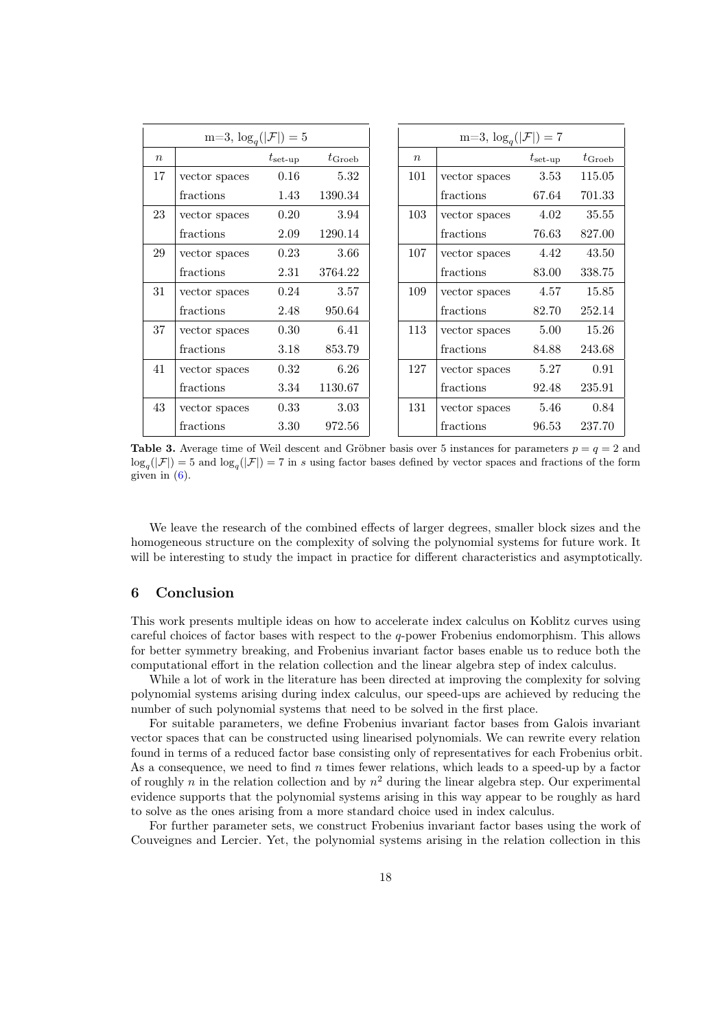| m=3, $\log_q(\|\mathcal{F}\|) = 5$ | | | |
|---|---|---|---|
| $n$ | | $t_{\text{set-up}}$ | $t_{\text{Groeb}}$ |
| 17 | vector spaces | 0.16 | 5.32 |
| | fractions | 1.43 | 1390.34 |
| 23 | vector spaces | 0.20 | 3.94 |
| | fractions | 2.09 | 1290.14 |
| 29 | vector spaces | 0.23 | 3.66 |
| | fractions | 2.31 | 3764.22 |
| 31 | vector spaces | 0.24 | 3.57 |
| | fractions | 2.48 | 950.64 |
| 37 | vector spaces | 0.30 | 6.41 |
| | fractions | 3.18 | 853.79 |
| 41 | vector spaces | 0.32 | 6.26 |
| | fractions | 3.34 | 1130.67 |
| 43 | vector spaces | 0.33 | 3.03 |
| | fractions | 3.30 | 972.56 |

| m=3, $\log_q(\|\mathcal{F}\|) = 7$ | | | |
|---|---|---|---|
| $n$ | | $t_{\text{set-up}}$ | $t_{\text{Groeb}}$ |
| 101 | vector spaces | 3.53 | 115.05 |
| | fractions | 67.64 | 701.33 |
| 103 | vector spaces | 4.02 | 35.55 |
| | fractions | 76.63 | 827.00 |
| 107 | vector spaces | 4.42 | 43.50 |
| | fractions | 83.00 | 338.75 |
| 109 | vector spaces | 4.57 | 15.85 |
| | fractions | 82.70 | 252.14 |
| 113 | vector spaces | 5.00 | 15.26 |
| | fractions | 84.88 | 243.68 |
| 127 | vector spaces | 5.27 | 0.91 |
| | fractions | 92.48 | 235.91 |
| 131 | vector spaces | 5.46 | 0.84 |
| | fractions | 96.53 | 237.70 |

**Table 3.** Average time of Weil descent and Gröbner basis over 5 instances for parameters $p = q = 2$ and $\log_q(|\mathcal{F}|) = 5$ and $\log_q(|\mathcal{F}|) = 7$ in $s$ using factor bases defined by vector spaces and fractions of the form given in (6).

We leave the research of the combined effects of larger degrees, smaller block sizes and the homogeneous structure on the complexity of solving the polynomial systems for future work. It will be interesting to study the impact in practice for different characteristics and asymptotically.

## 6 Conclusion

This work presents multiple ideas on how to accelerate index calculus on Koblitz curves using careful choices of factor bases with respect to the $q$-power Frobenius endomorphism. This allows for better symmetry breaking, and Frobenius invariant factor bases enable us to reduce both the computational effort in the relation collection and the linear algebra step of index calculus.

While a lot of work in the literature has been directed at improving the complexity for solving polynomial systems arising during index calculus, our speed-ups are achieved by reducing the number of such polynomial systems that need to be solved in the first place.

For suitable parameters, we define Frobenius invariant factor bases from Galois invariant vector spaces that can be constructed using linearised polynomials. We can rewrite every relation found in terms of a reduced factor base consisting only of representatives for each Frobenius orbit. As a consequence, we need to find $n$ times fewer relations, which leads to a speed-up by a factor of roughly $n$ in the relation collection and by $n^2$ during the linear algebra step. Our experimental evidence supports that the polynomial systems arising in this way appear to be roughly as hard to solve as the ones arising from a more standard choice used in index calculus.

For further parameter sets, we construct Frobenius invariant factor bases using the work of Couveignes and Lercier. Yet, the polynomial systems arising in the relation collection in this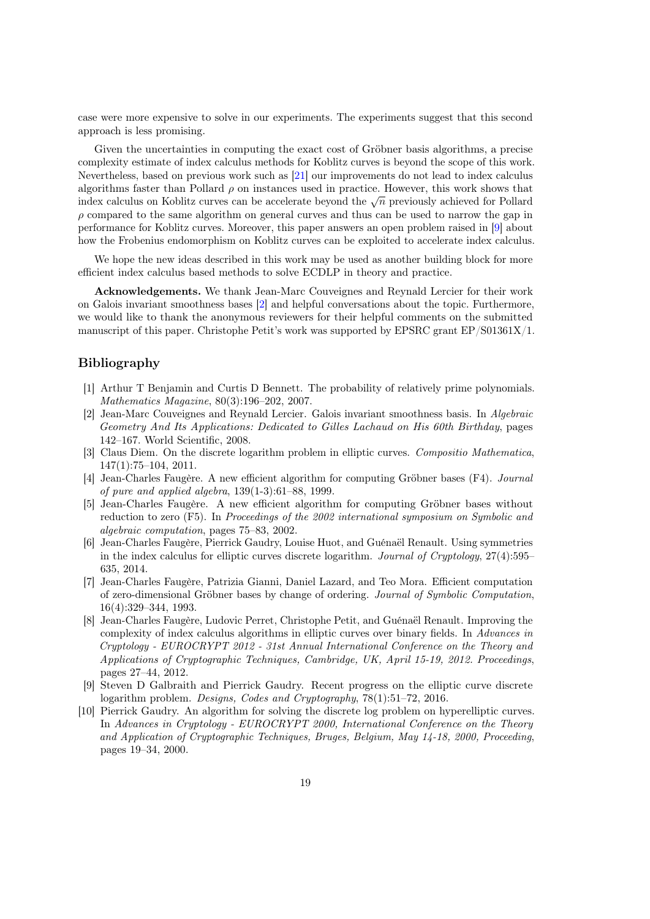case were more expensive to solve in our experiments. The experiments suggest that this second approach is less promising.

Given the uncertainties in computing the exact cost of Gröbner basis algorithms, a precise complexity estimate of index calculus methods for Koblitz curves is beyond the scope of this work. Nevertheless, based on previous work such as [21] our improvements do not lead to index calculus algorithms faster than Pollard $\rho$ on instances used in practice. However, this work shows that index calculus on Koblitz curves can be accelerate beyond the $\sqrt{n}$ previously achieved for Pollard $\rho$ compared to the same algorithm on general curves and thus can be used to narrow the gap in performance for Koblitz curves. Moreover, this paper answers an open problem raised in [9] about how the Frobenius endomorphism on Koblitz curves can be exploited to accelerate index calculus.

We hope the new ideas described in this work may be used as another building block for more efficient index calculus based methods to solve ECDLP in theory and practice.

**Acknowledgements.** We thank Jean-Marc Couveignes and Reynald Lercier for their work on Galois invariant smoothness bases [2] and helpful conversations about the topic. Furthermore, we would like to thank the anonymous reviewers for their helpful comments on the submitted manuscript of this paper. Christophe Petit's work was supported by EPSRC grant EP/S01361X/1.

## Bibliography

[1] Arthur T Benjamin and Curtis D Bennett. The probability of relatively prime polynomials. *Mathematics Magazine*, 80(3):196–202, 2007.

[2] Jean-Marc Couveignes and Reynald Lercier. Galois invariant smoothness basis. In *Algebraic Geometry And Its Applications: Dedicated to Gilles Lachaud on His 60th Birthday*, pages 142–167. World Scientific, 2008.

[3] Claus Diem. On the discrete logarithm problem in elliptic curves. *Compositio Mathematica*, 147(1):75–104, 2011.

[4] Jean-Charles Faugère. A new efficient algorithm for computing Gröbner bases (F4). *Journal of pure and applied algebra*, 139(1-3):61–88, 1999.

[5] Jean-Charles Faugère. A new efficient algorithm for computing Gröbner bases without reduction to zero (F5). In *Proceedings of the 2002 international symposium on Symbolic and algebraic computation*, pages 75–83, 2002.

[6] Jean-Charles Faugère, Pierrick Gaudry, Louise Huot, and Guénaël Renault. Using symmetries in the index calculus for elliptic curves discrete logarithm. *Journal of Cryptology*, 27(4):595–635, 2014.

[7] Jean-Charles Faugère, Patrizia Gianni, Daniel Lazard, and Teo Mora. Efficient computation of zero-dimensional Gröbner bases by change of ordering. *Journal of Symbolic Computation*, 16(4):329–344, 1993.

[8] Jean-Charles Faugère, Ludovic Perret, Christophe Petit, and Guénaël Renault. Improving the complexity of index calculus algorithms in elliptic curves over binary fields. In *Advances in Cryptology - EUROCRYPT 2012 - 31st Annual International Conference on the Theory and Applications of Cryptographic Techniques, Cambridge, UK, April 15-19, 2012. Proceedings*, pages 27–44, 2012.

[9] Steven D Galbraith and Pierrick Gaudry. Recent progress on the elliptic curve discrete logarithm problem. *Designs, Codes and Cryptography*, 78(1):51–72, 2016.

[10] Pierrick Gaudry. An algorithm for solving the discrete log problem on hyperelliptic curves. In *Advances in Cryptology - EUROCRYPT 2000, International Conference on the Theory and Application of Cryptographic Techniques, Bruges, Belgium, May 14-18, 2000, Proceeding*, pages 19–34, 2000.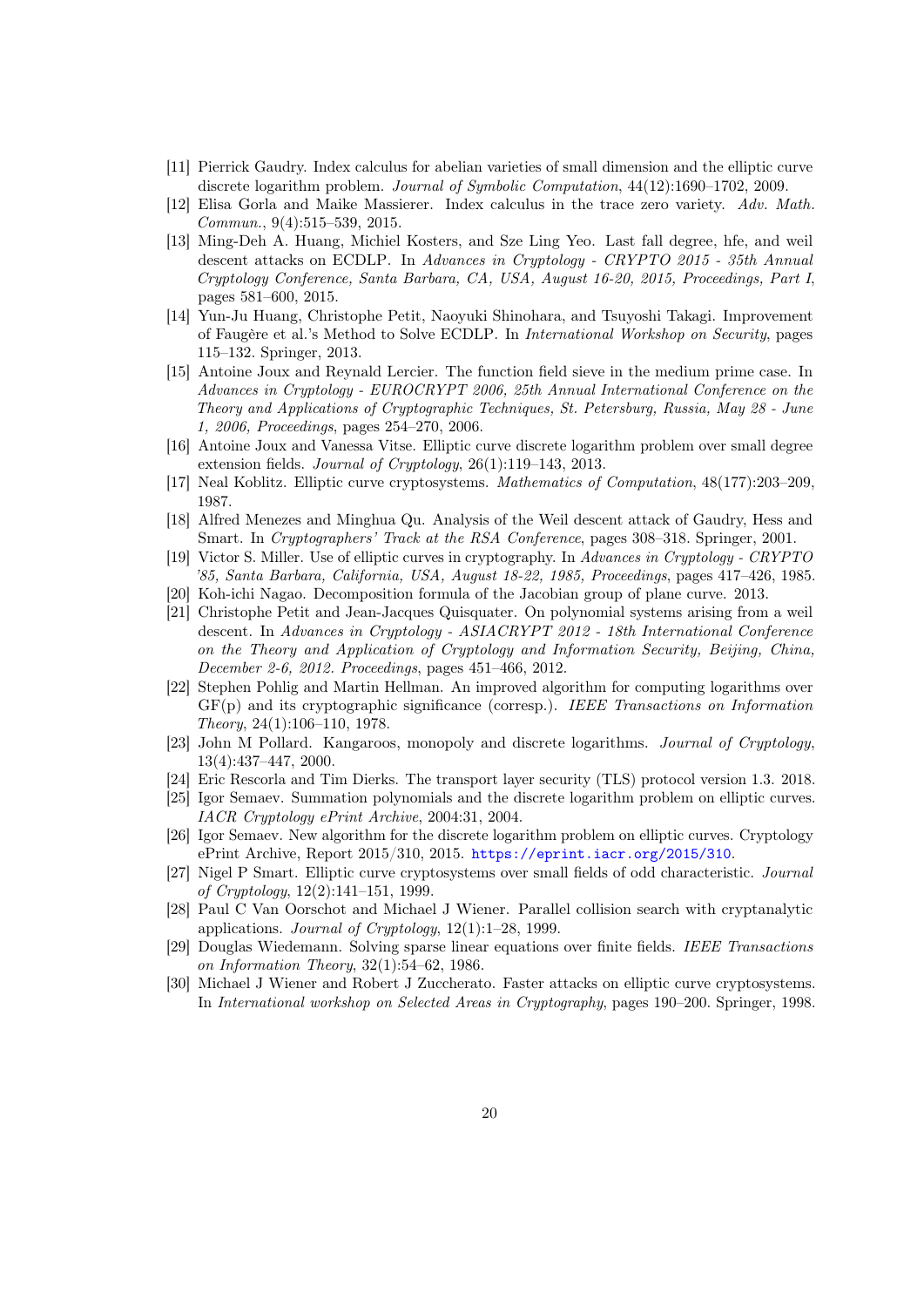[11] Pierrick Gaudry. Index calculus for abelian varieties of small dimension and the elliptic curve discrete logarithm problem. *Journal of Symbolic Computation*, 44(12):1690–1702, 2009.

[12] Elisa Gorla and Maike Massierer. Index calculus in the trace zero variety. *Adv. Math. Commun.*, 9(4):515–539, 2015.

[13] Ming-Deh A. Huang, Michiel Kosters, and Sze Ling Yeo. Last fall degree, hfe, and weil descent attacks on ECDLP. In *Advances in Cryptology - CRYPTO 2015 - 35th Annual Cryptology Conference, Santa Barbara, CA, USA, August 16-20, 2015, Proceedings, Part I*, pages 581–600, 2015.

[14] Yun-Ju Huang, Christophe Petit, Naoyuki Shinohara, and Tsuyoshi Takagi. Improvement of Faugère et al.'s Method to Solve ECDLP. In *International Workshop on Security*, pages 115–132. Springer, 2013.

[15] Antoine Joux and Reynald Lercier. The function field sieve in the medium prime case. In *Advances in Cryptology - EUROCRYPT 2006, 25th Annual International Conference on the Theory and Applications of Cryptographic Techniques, St. Petersburg, Russia, May 28 - June 1, 2006, Proceedings*, pages 254–270, 2006.

[16] Antoine Joux and Vanessa Vitse. Elliptic curve discrete logarithm problem over small degree extension fields. *Journal of Cryptology*, 26(1):119–143, 2013.

[17] Neal Koblitz. Elliptic curve cryptosystems. *Mathematics of Computation*, 48(177):203–209, 1987.

[18] Alfred Menezes and Minghua Qu. Analysis of the Weil descent attack of Gaudry, Hess and Smart. In *Cryptographers' Track at the RSA Conference*, pages 308–318. Springer, 2001.

[19] Victor S. Miller. Use of elliptic curves in cryptography. In *Advances in Cryptology - CRYPTO '85, Santa Barbara, California, USA, August 18-22, 1985, Proceedings*, pages 417–426, 1985.

[20] Koh-ichi Nagao. Decomposition formula of the Jacobian group of plane curve. 2013.

[21] Christophe Petit and Jean-Jacques Quisquater. On polynomial systems arising from a weil descent. In *Advances in Cryptology - ASIACRYPT 2012 - 18th International Conference on the Theory and Application of Cryptology and Information Security, Beijing, China, December 2-6, 2012. Proceedings*, pages 451–466, 2012.

[22] Stephen Pohlig and Martin Hellman. An improved algorithm for computing logarithms over GF(p) and its cryptographic significance (corresp.). *IEEE Transactions on Information Theory*, 24(1):106–110, 1978.

[23] John M Pollard. Kangaroos, monopoly and discrete logarithms. *Journal of Cryptology*, 13(4):437–447, 2000.

[24] Eric Rescorla and Tim Dierks. The transport layer security (TLS) protocol version 1.3. 2018.

[25] Igor Semaev. Summation polynomials and the discrete logarithm problem on elliptic curves. *IACR Cryptology ePrint Archive*, 2004:31, 2004.

[26] Igor Semaev. New algorithm for the discrete logarithm problem on elliptic curves. Cryptology ePrint Archive, Report 2015/310, 2015. https://eprint.iacr.org/2015/310.

[27] Nigel P Smart. Elliptic curve cryptosystems over small fields of odd characteristic. *Journal of Cryptology*, 12(2):141–151, 1999.

[28] Paul C Van Oorschot and Michael J Wiener. Parallel collision search with cryptanalytic applications. *Journal of Cryptology*, 12(1):1–28, 1999.

[29] Douglas Wiedemann. Solving sparse linear equations over finite fields. *IEEE Transactions on Information Theory*, 32(1):54–62, 1986.

[30] Michael J Wiener and Robert J Zuccherato. Faster attacks on elliptic curve cryptosystems. In *International workshop on Selected Areas in Cryptography*, pages 190–200. Springer, 1998.